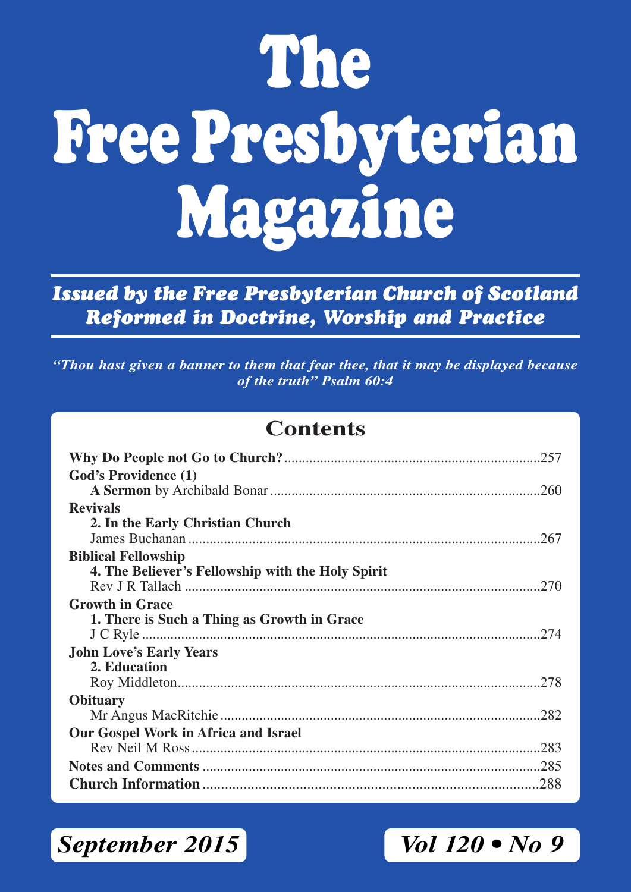# The Free Presbyterian Magazine

***Issued by the Free Presbyterian Church of Scotland***
***Reformed in Doctrine, Worship and Practice***

***"Thou hast given a banner to them that fear thee, that it may be displayed because of the truth" Psalm 60:4***

## Contents

**Why Do People not Go to Church?** ....................257

**God's Providence (1)**
**A Sermon** by Archibald Bonar ....................260

**Revivals**
**2. In the Early Christian Church**
James Buchanan ....................267

**Biblical Fellowship**
**4. The Believer's Fellowship with the Holy Spirit**
Rev J R Tallach ....................270

**Growth in Grace**
**1. There is Such a Thing as Growth in Grace**
J C Ryle ....................274

**John Love's Early Years**
**2. Education**
Roy Middleton....................278

**Obituary**
Mr Angus MacRitchie ....................282

**Our Gospel Work in Africa and Israel**
Rev Neil M Ross ....................283

**Notes and Comments** ....................285

**Church Information** ....................288

***September 2015*** ***Vol 120 • No 9***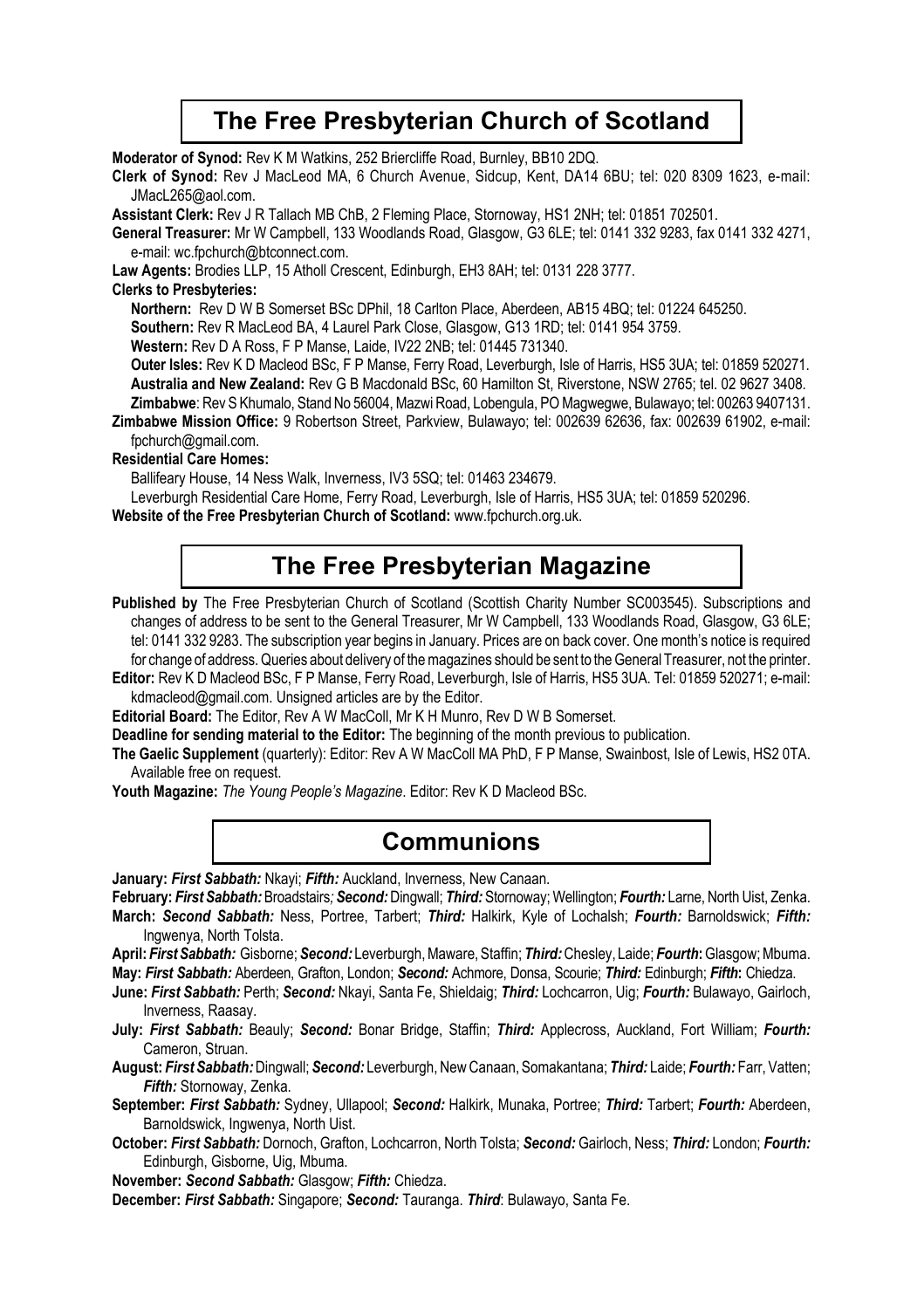## The Free Presbyterian Church of Scotland

**Moderator of Synod:** Rev K M Watkins, 252 Briercliffe Road, Burnley, BB10 2DQ.

**Clerk of Synod:** Rev J MacLeod MA, 6 Church Avenue, Sidcup, Kent, DA14 6BU; tel: 020 8309 1623, e-mail: JMacL265@aol.com.

**Assistant Clerk:** Rev J R Tallach MB ChB, 2 Fleming Place, Stornoway, HS1 2NH; tel: 01851 702501.

**General Treasurer:** Mr W Campbell, 133 Woodlands Road, Glasgow, G3 6LE; tel: 0141 332 9283, fax 0141 332 4271, e-mail: wc.fpchurch@btconnect.com.

**Law Agents:** Brodies LLP, 15 Atholl Crescent, Edinburgh, EH3 8AH; tel: 0131 228 3777.

**Clerks to Presbyteries:**

**Northern:** Rev D W B Somerset BSc DPhil, 18 Carlton Place, Aberdeen, AB15 4BQ; tel: 01224 645250.

**Southern:** Rev R MacLeod BA, 4 Laurel Park Close, Glasgow, G13 1RD; tel: 0141 954 3759.

**Western:** Rev D A Ross, F P Manse, Laide, IV22 2NB; tel: 01445 731340.

**Outer Isles:** Rev K D Macleod BSc, F P Manse, Ferry Road, Leverburgh, Isle of Harris, HS5 3UA; tel: 01859 520271.

**Australia and New Zealand:** Rev G B Macdonald BSc, 60 Hamilton St, Riverstone, NSW 2765; tel. 02 9627 3408.

**Zimbabwe**: Rev S Khumalo, Stand No 56004, Mazwi Road, Lobengula, PO Magwegwe, Bulawayo; tel: 00263 9407131.

**Zimbabwe Mission Office:** 9 Robertson Street, Parkview, Bulawayo; tel: 002639 62636, fax: 002639 61902, e-mail: fpchurch@gmail.com.

**Residential Care Homes:**

Ballifeary House, 14 Ness Walk, Inverness, IV3 5SQ; tel: 01463 234679.

Leverburgh Residential Care Home, Ferry Road, Leverburgh, Isle of Harris, HS5 3UA; tel: 01859 520296.

**Website of the Free Presbyterian Church of Scotland:** www.fpchurch.org.uk.

## The Free Presbyterian Magazine

**Published by** The Free Presbyterian Church of Scotland (Scottish Charity Number SC003545). Subscriptions and changes of address to be sent to the General Treasurer, Mr W Campbell, 133 Woodlands Road, Glasgow, G3 6LE; tel: 0141 332 9283. The subscription year begins in January. Prices are on back cover. One month's notice is required for change of address. Queries about delivery of the magazines should be sent to the General Treasurer, not the printer.

**Editor:** Rev K D Macleod BSc, F P Manse, Ferry Road, Leverburgh, Isle of Harris, HS5 3UA. Tel: 01859 520271; e-mail: kdmacleod@gmail.com. Unsigned articles are by the Editor.

**Editorial Board:** The Editor, Rev A W MacColl, Mr K H Munro, Rev D W B Somerset.

**Deadline for sending material to the Editor:** The beginning of the month previous to publication.

**The Gaelic Supplement** (quarterly): Editor: Rev A W MacColl MA PhD, F P Manse, Swainbost, Isle of Lewis, HS2 0TA. Available free on request.

**Youth Magazine:** *The Young People's Magazine*. Editor: Rev K D Macleod BSc.

## Communions

**January:** ***First Sabbath:*** Nkayi; ***Fifth:*** Auckland, Inverness, New Canaan.

**February:** ***First Sabbath:*** Broadstairs; ***Second:*** Dingwall; ***Third:*** Stornoway; Wellington; ***Fourth:*** Larne, North Uist, Zenka.

**March:** ***Second Sabbath:*** Ness, Portree, Tarbert; ***Third:*** Halkirk, Kyle of Lochalsh; ***Fourth:*** Barnoldswick; ***Fifth:*** Ingwenya, North Tolsta.

**April:** ***First Sabbath:*** Gisborne; ***Second:*** Leverburgh, Maware, Staffin; ***Third:*** Chesley, Laide; ***Fourth*:** Glasgow; Mbuma.

**May:** ***First Sabbath:*** Aberdeen, Grafton, London; ***Second:*** Achmore, Donsa, Scourie; ***Third:*** Edinburgh; ***Fifth*:** Chiedza.

**June:** ***First Sabbath:*** Perth; ***Second:*** Nkayi, Santa Fe, Shieldaig; ***Third:*** Lochcarron, Uig; ***Fourth:*** Bulawayo, Gairloch, Inverness, Raasay.

**July:** ***First Sabbath:*** Beauly; ***Second:*** Bonar Bridge, Staffin; ***Third:*** Applecross, Auckland, Fort William; ***Fourth:*** Cameron, Struan.

**August:** ***First Sabbath:*** Dingwall; ***Second:*** Leverburgh, New Canaan, Somakantana; ***Third:*** Laide; ***Fourth:*** Farr, Vatten; ***Fifth:*** Stornoway, Zenka.

**September:** ***First Sabbath:*** Sydney, Ullapool; ***Second:*** Halkirk, Munaka, Portree; ***Third:*** Tarbert; ***Fourth:*** Aberdeen, Barnoldswick, Ingwenya, North Uist.

**October:** ***First Sabbath:*** Dornoch, Grafton, Lochcarron, North Tolsta; ***Second:*** Gairloch, Ness; ***Third:*** London; ***Fourth:*** Edinburgh, Gisborne, Uig, Mbuma.

**November:** ***Second Sabbath:*** Glasgow; ***Fifth:*** Chiedza.

**December:** ***First Sabbath:*** Singapore; ***Second:*** Tauranga. ***Third***: Bulawayo, Santa Fe.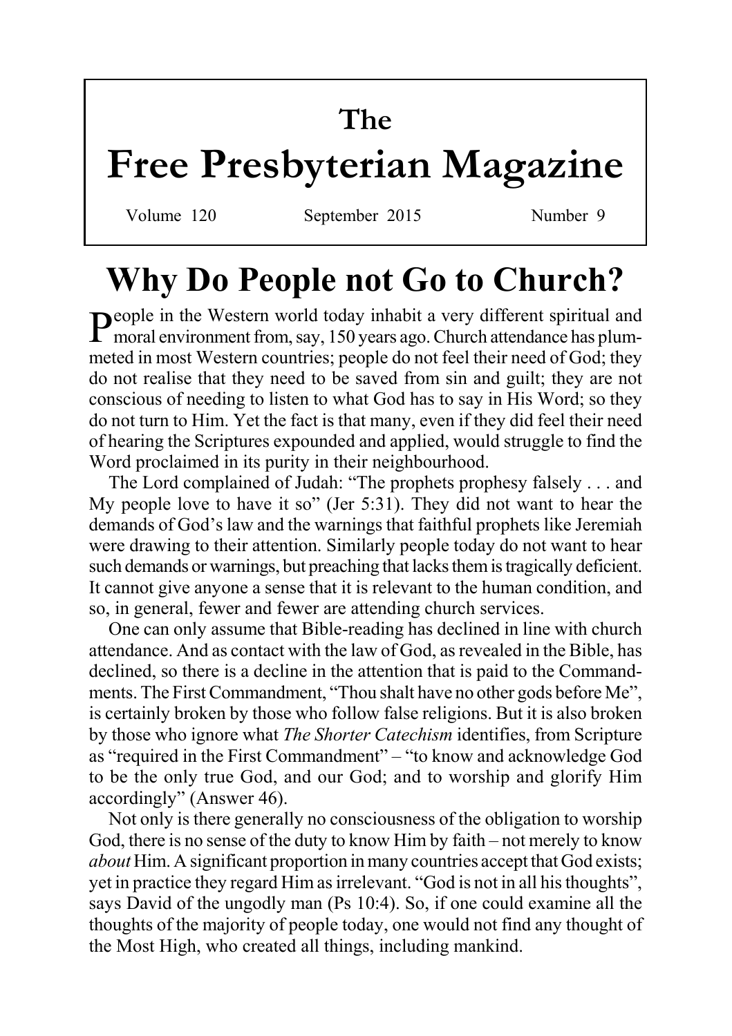# The

# Free Presbyterian Magazine

Volume 120 September 2015 Number 9

## Why Do People not Go to Church?

People in the Western world today inhabit a very different spiritual and moral environment from, say, 150 years ago. Church attendance has plummeted in most Western countries; people do not feel their need of God; they do not realise that they need to be saved from sin and guilt; they are not conscious of needing to listen to what God has to say in His Word; so they do not turn to Him. Yet the fact is that many, even if they did feel their need of hearing the Scriptures expounded and applied, would struggle to find the Word proclaimed in its purity in their neighbourhood.

The Lord complained of Judah: "The prophets prophesy falsely . . . and My people love to have it so" (Jer 5:31). They did not want to hear the demands of God's law and the warnings that faithful prophets like Jeremiah were drawing to their attention. Similarly people today do not want to hear such demands or warnings, but preaching that lacks them is tragically deficient. It cannot give anyone a sense that it is relevant to the human condition, and so, in general, fewer and fewer are attending church services.

One can only assume that Bible-reading has declined in line with church attendance. And as contact with the law of God, as revealed in the Bible, has declined, so there is a decline in the attention that is paid to the Commandments. The First Commandment, "Thou shalt have no other gods before Me", is certainly broken by those who follow false religions. But it is also broken by those who ignore what *The Shorter Catechism* identifies, from Scripture as "required in the First Commandment" – "to know and acknowledge God to be the only true God, and our God; and to worship and glorify Him accordingly" (Answer 46).

Not only is there generally no consciousness of the obligation to worship God, there is no sense of the duty to know Him by faith – not merely to know *about* Him. A significant proportion in many countries accept that God exists; yet in practice they regard Him as irrelevant. "God is not in all his thoughts", says David of the ungodly man (Ps 10:4). So, if one could examine all the thoughts of the majority of people today, one would not find any thought of the Most High, who created all things, including mankind.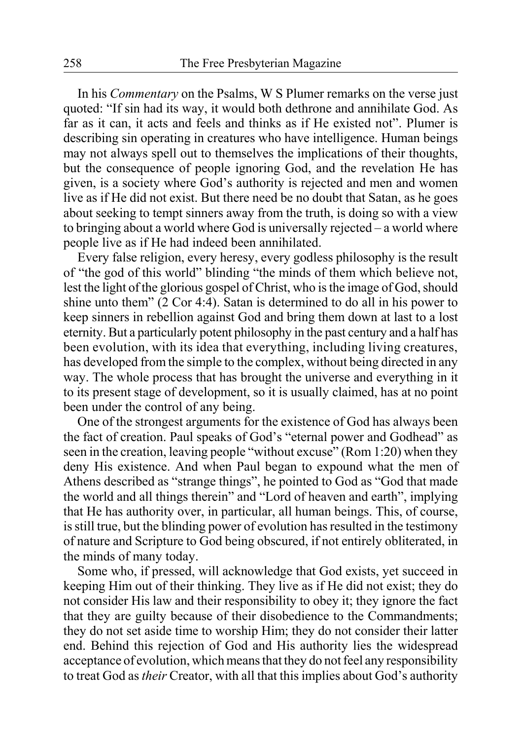In his *Commentary* on the Psalms, W S Plumer remarks on the verse just quoted: "If sin had its way, it would both dethrone and annihilate God. As far as it can, it acts and feels and thinks as if He existed not". Plumer is describing sin operating in creatures who have intelligence. Human beings may not always spell out to themselves the implications of their thoughts, but the consequence of people ignoring God, and the revelation He has given, is a society where God's authority is rejected and men and women live as if He did not exist. But there need be no doubt that Satan, as he goes about seeking to tempt sinners away from the truth, is doing so with a view to bringing about a world where God is universally rejected – a world where people live as if He had indeed been annihilated.

Every false religion, every heresy, every godless philosophy is the result of "the god of this world" blinding "the minds of them which believe not, lest the light of the glorious gospel of Christ, who is the image of God, should shine unto them" (2 Cor 4:4). Satan is determined to do all in his power to keep sinners in rebellion against God and bring them down at last to a lost eternity. But a particularly potent philosophy in the past century and a half has been evolution, with its idea that everything, including living creatures, has developed from the simple to the complex, without being directed in any way. The whole process that has brought the universe and everything in it to its present stage of development, so it is usually claimed, has at no point been under the control of any being.

One of the strongest arguments for the existence of God has always been the fact of creation. Paul speaks of God's "eternal power and Godhead" as seen in the creation, leaving people "without excuse" (Rom 1:20) when they deny His existence. And when Paul began to expound what the men of Athens described as "strange things", he pointed to God as "God that made the world and all things therein" and "Lord of heaven and earth", implying that He has authority over, in particular, all human beings. This, of course, is still true, but the blinding power of evolution has resulted in the testimony of nature and Scripture to God being obscured, if not entirely obliterated, in the minds of many today.

Some who, if pressed, will acknowledge that God exists, yet succeed in keeping Him out of their thinking. They live as if He did not exist; they do not consider His law and their responsibility to obey it; they ignore the fact that they are guilty because of their disobedience to the Commandments; they do not set aside time to worship Him; they do not consider their latter end. Behind this rejection of God and His authority lies the widespread acceptance of evolution, which means that they do not feel any responsibility to treat God as *their* Creator, with all that this implies about God's authority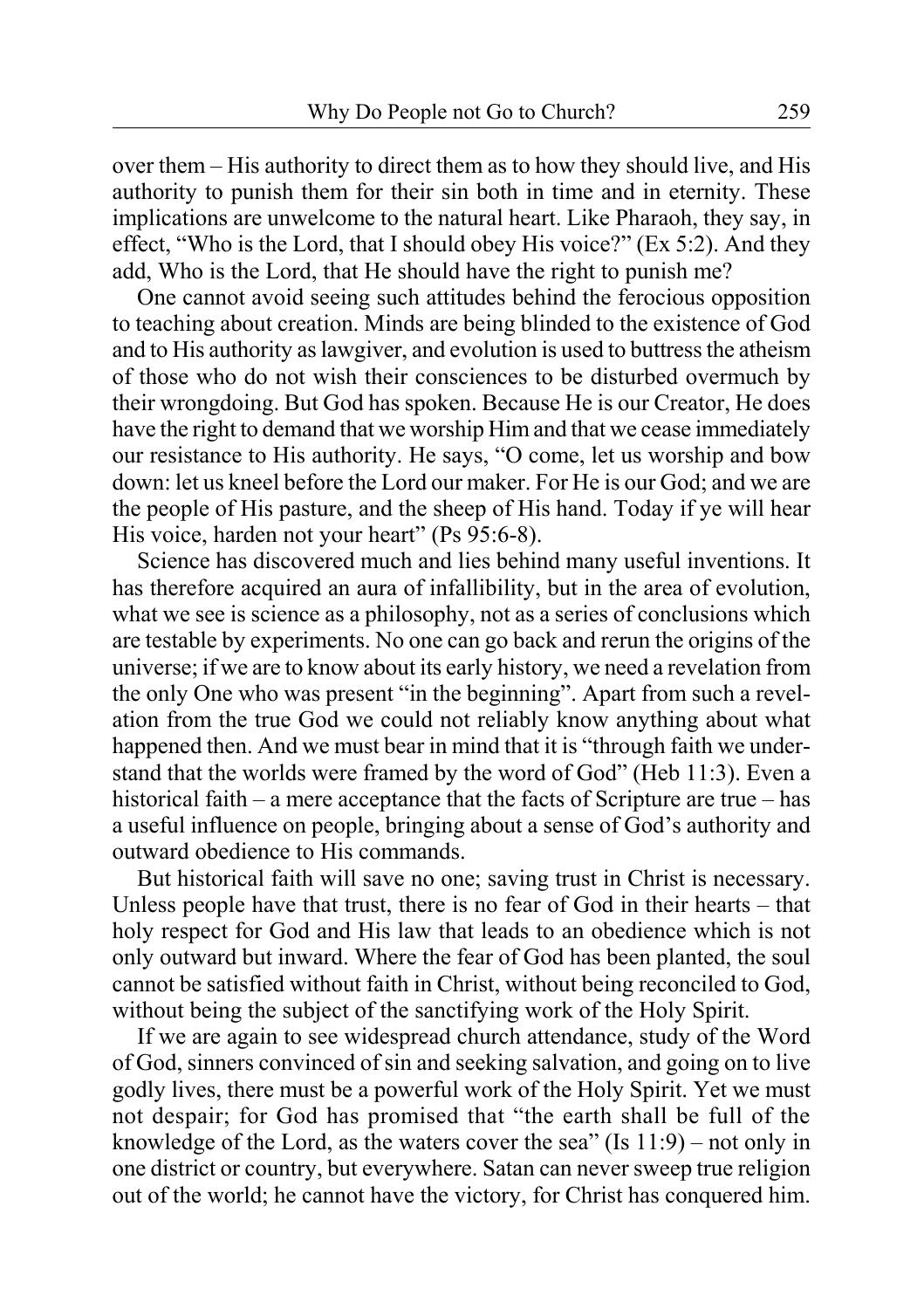over them – His authority to direct them as to how they should live, and His authority to punish them for their sin both in time and in eternity. These implications are unwelcome to the natural heart. Like Pharaoh, they say, in effect, "Who is the Lord, that I should obey His voice?" (Ex 5:2). And they add, Who is the Lord, that He should have the right to punish me?

One cannot avoid seeing such attitudes behind the ferocious opposition to teaching about creation. Minds are being blinded to the existence of God and to His authority as lawgiver, and evolution is used to buttress the atheism of those who do not wish their consciences to be disturbed overmuch by their wrongdoing. But God has spoken. Because He is our Creator, He does have the right to demand that we worship Him and that we cease immediately our resistance to His authority. He says, "O come, let us worship and bow down: let us kneel before the Lord our maker. For He is our God; and we are the people of His pasture, and the sheep of His hand. Today if ye will hear His voice, harden not your heart" (Ps 95:6-8).

Science has discovered much and lies behind many useful inventions. It has therefore acquired an aura of infallibility, but in the area of evolution, what we see is science as a philosophy, not as a series of conclusions which are testable by experiments. No one can go back and rerun the origins of the universe; if we are to know about its early history, we need a revelation from the only One who was present "in the beginning". Apart from such a revelation from the true God we could not reliably know anything about what happened then. And we must bear in mind that it is "through faith we understand that the worlds were framed by the word of God" (Heb 11:3). Even a historical faith – a mere acceptance that the facts of Scripture are true – has a useful influence on people, bringing about a sense of God's authority and outward obedience to His commands.

But historical faith will save no one; saving trust in Christ is necessary. Unless people have that trust, there is no fear of God in their hearts – that holy respect for God and His law that leads to an obedience which is not only outward but inward. Where the fear of God has been planted, the soul cannot be satisfied without faith in Christ, without being reconciled to God, without being the subject of the sanctifying work of the Holy Spirit.

If we are again to see widespread church attendance, study of the Word of God, sinners convinced of sin and seeking salvation, and going on to live godly lives, there must be a powerful work of the Holy Spirit. Yet we must not despair; for God has promised that "the earth shall be full of the knowledge of the Lord, as the waters cover the sea" (Is 11:9) – not only in one district or country, but everywhere. Satan can never sweep true religion out of the world; he cannot have the victory, for Christ has conquered him.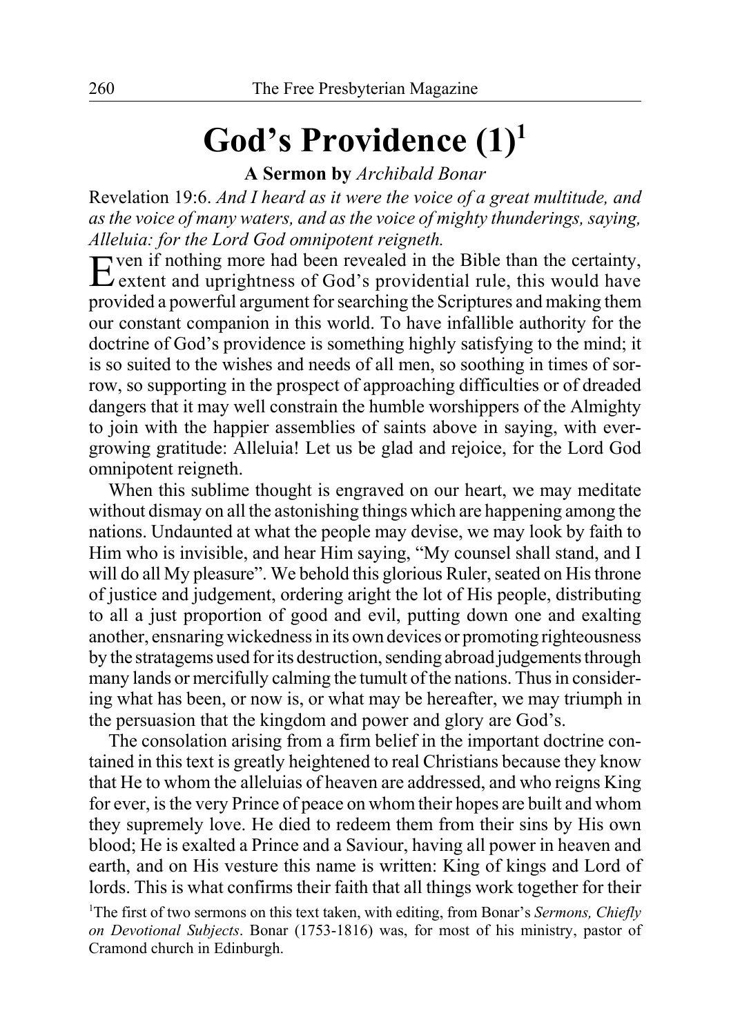# God's Providence (1)[1]

**A Sermon by** *Archibald Bonar*

Revelation 19:6. *And I heard as it were the voice of a great multitude, and as the voice of many waters, and as the voice of mighty thunderings, saying, Alleluia: for the Lord God omnipotent reigneth.*

Even if nothing more had been revealed in the Bible than the certainty, extent and uprightness of God's providential rule, this would have provided a powerful argument for searching the Scriptures and making them our constant companion in this world. To have infallible authority for the doctrine of God's providence is something highly satisfying to the mind; it is so suited to the wishes and needs of all men, so soothing in times of sorrow, so supporting in the prospect of approaching difficulties or of dreaded dangers that it may well constrain the humble worshippers of the Almighty to join with the happier assemblies of saints above in saying, with ever-growing gratitude: Alleluia! Let us be glad and rejoice, for the Lord God omnipotent reigneth.

When this sublime thought is engraved on our heart, we may meditate without dismay on all the astonishing things which are happening among the nations. Undaunted at what the people may devise, we may look by faith to Him who is invisible, and hear Him saying, "My counsel shall stand, and I will do all My pleasure". We behold this glorious Ruler, seated on His throne of justice and judgement, ordering aright the lot of His people, distributing to all a just proportion of good and evil, putting down one and exalting another, ensnaring wickedness in its own devices or promoting righteousness by the stratagems used for its destruction, sending abroad judgements through many lands or mercifully calming the tumult of the nations. Thus in considering what has been, or now is, or what may be hereafter, we may triumph in the persuasion that the kingdom and power and glory are God's.

The consolation arising from a firm belief in the important doctrine contained in this text is greatly heightened to real Christians because they know that He to whom the alleluias of heaven are addressed, and who reigns King for ever, is the very Prince of peace on whom their hopes are built and whom they supremely love. He died to redeem them from their sins by His own blood; He is exalted a Prince and a Saviour, having all power in heaven and earth, and on His vesture this name is written: King of kings and Lord of lords. This is what confirms their faith that all things work together for their

[1]The first of two sermons on this text taken, with editing, from Bonar's *Sermons, Chiefly on Devotional Subjects*. Bonar (1753-1816) was, for most of his ministry, pastor of Cramond church in Edinburgh.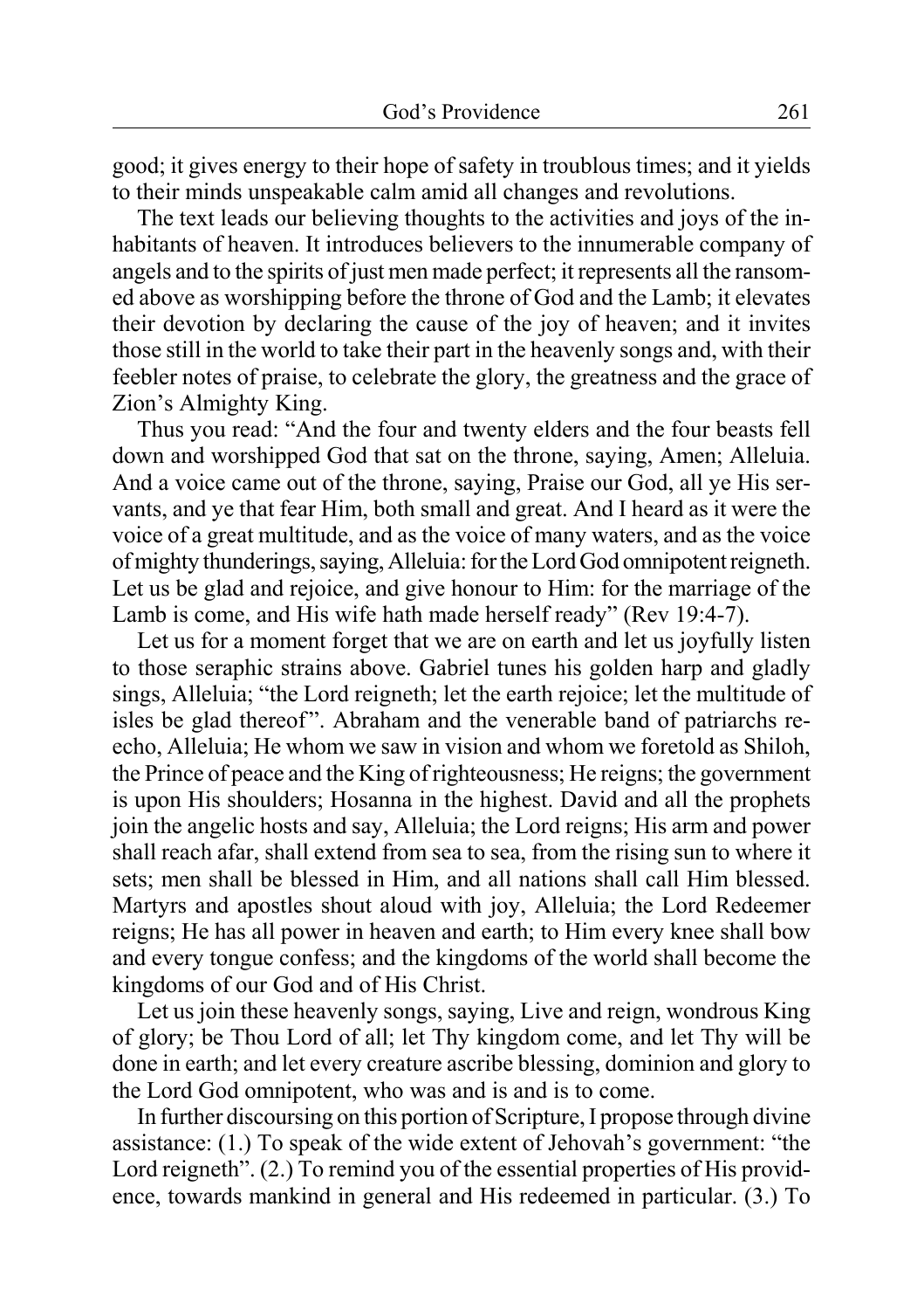good; it gives energy to their hope of safety in troublous times; and it yields to their minds unspeakable calm amid all changes and revolutions.

The text leads our believing thoughts to the activities and joys of the inhabitants of heaven. It introduces believers to the innumerable company of angels and to the spirits of just men made perfect; it represents all the ransomed above as worshipping before the throne of God and the Lamb; it elevates their devotion by declaring the cause of the joy of heaven; and it invites those still in the world to take their part in the heavenly songs and, with their feebler notes of praise, to celebrate the glory, the greatness and the grace of Zion's Almighty King.

Thus you read: "And the four and twenty elders and the four beasts fell down and worshipped God that sat on the throne, saying, Amen; Alleluia. And a voice came out of the throne, saying, Praise our God, all ye His servants, and ye that fear Him, both small and great. And I heard as it were the voice of a great multitude, and as the voice of many waters, and as the voice of mighty thunderings, saying, Alleluia: for the Lord God omnipotent reigneth. Let us be glad and rejoice, and give honour to Him: for the marriage of the Lamb is come, and His wife hath made herself ready" (Rev 19:4-7).

Let us for a moment forget that we are on earth and let us joyfully listen to those seraphic strains above. Gabriel tunes his golden harp and gladly sings, Alleluia; "the Lord reigneth; let the earth rejoice; let the multitude of isles be glad thereof". Abraham and the venerable band of patriarchs re-echo, Alleluia; He whom we saw in vision and whom we foretold as Shiloh, the Prince of peace and the King of righteousness; He reigns; the government is upon His shoulders; Hosanna in the highest. David and all the prophets join the angelic hosts and say, Alleluia; the Lord reigns; His arm and power shall reach afar, shall extend from sea to sea, from the rising sun to where it sets; men shall be blessed in Him, and all nations shall call Him blessed. Martyrs and apostles shout aloud with joy, Alleluia; the Lord Redeemer reigns; He has all power in heaven and earth; to Him every knee shall bow and every tongue confess; and the kingdoms of the world shall become the kingdoms of our God and of His Christ.

Let us join these heavenly songs, saying, Live and reign, wondrous King of glory; be Thou Lord of all; let Thy kingdom come, and let Thy will be done in earth; and let every creature ascribe blessing, dominion and glory to the Lord God omnipotent, who was and is and is to come.

In further discoursing on this portion of Scripture, I propose through divine assistance: (1.) To speak of the wide extent of Jehovah's government: "the Lord reigneth". (2.) To remind you of the essential properties of His providence, towards mankind in general and His redeemed in particular. (3.) To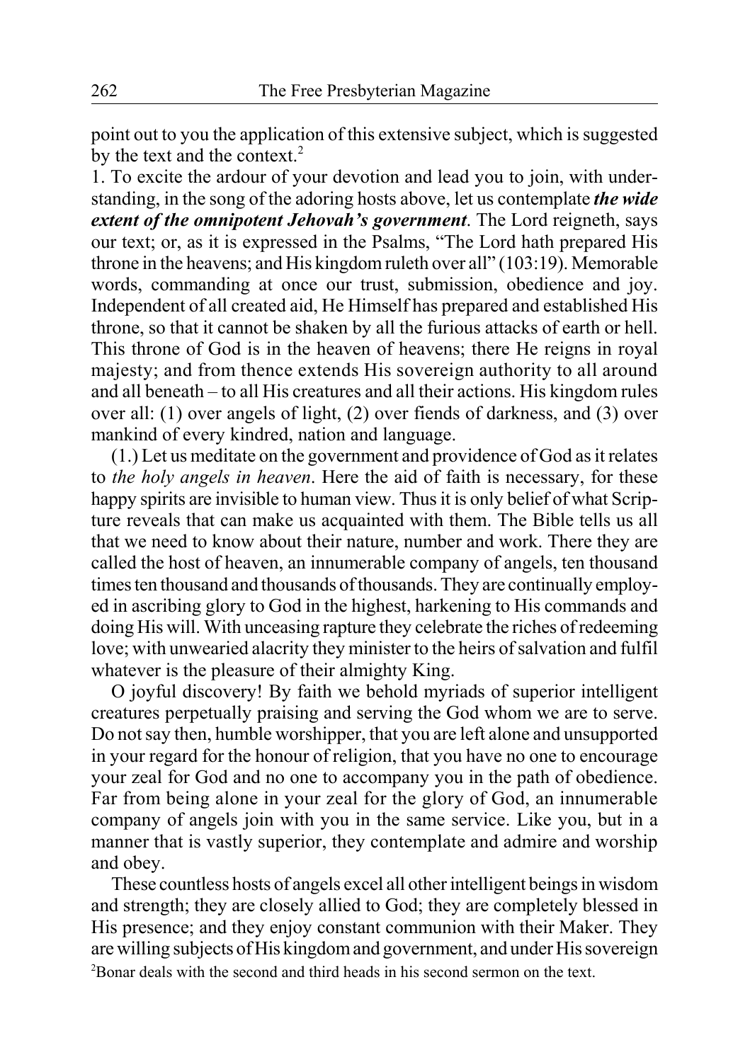point out to you the application of this extensive subject, which is suggested by the text and the context.[2]

1. To excite the ardour of your devotion and lead you to join, with understanding, in the song of the adoring hosts above, let us contemplate ***the wide extent of the omnipotent Jehovah's government***. The Lord reigneth, says our text; or, as it is expressed in the Psalms, "The Lord hath prepared His throne in the heavens; and His kingdom ruleth over all" (103:19). Memorable words, commanding at once our trust, submission, obedience and joy. Independent of all created aid, He Himself has prepared and established His throne, so that it cannot be shaken by all the furious attacks of earth or hell. This throne of God is in the heaven of heavens; there He reigns in royal majesty; and from thence extends His sovereign authority to all around and all beneath – to all His creatures and all their actions. His kingdom rules over all: (1) over angels of light, (2) over fiends of darkness, and (3) over mankind of every kindred, nation and language.

(1.) Let us meditate on the government and providence of God as it relates to *the holy angels in heaven*. Here the aid of faith is necessary, for these happy spirits are invisible to human view. Thus it is only belief of what Scripture reveals that can make us acquainted with them. The Bible tells us all that we need to know about their nature, number and work. There they are called the host of heaven, an innumerable company of angels, ten thousand times ten thousand and thousands of thousands. They are continually employed in ascribing glory to God in the highest, harkening to His commands and doing His will. With unceasing rapture they celebrate the riches of redeeming love; with unwearied alacrity they minister to the heirs of salvation and fulfil whatever is the pleasure of their almighty King.

O joyful discovery! By faith we behold myriads of superior intelligent creatures perpetually praising and serving the God whom we are to serve. Do not say then, humble worshipper, that you are left alone and unsupported in your regard for the honour of religion, that you have no one to encourage your zeal for God and no one to accompany you in the path of obedience. Far from being alone in your zeal for the glory of God, an innumerable company of angels join with you in the same service. Like you, but in a manner that is vastly superior, they contemplate and admire and worship and obey.

These countless hosts of angels excel all other intelligent beings in wisdom and strength; they are closely allied to God; they are completely blessed in His presence; and they enjoy constant communion with their Maker. They are willing subjects of His kingdom and government, and under His sovereign

[2]Bonar deals with the second and third heads in his second sermon on the text.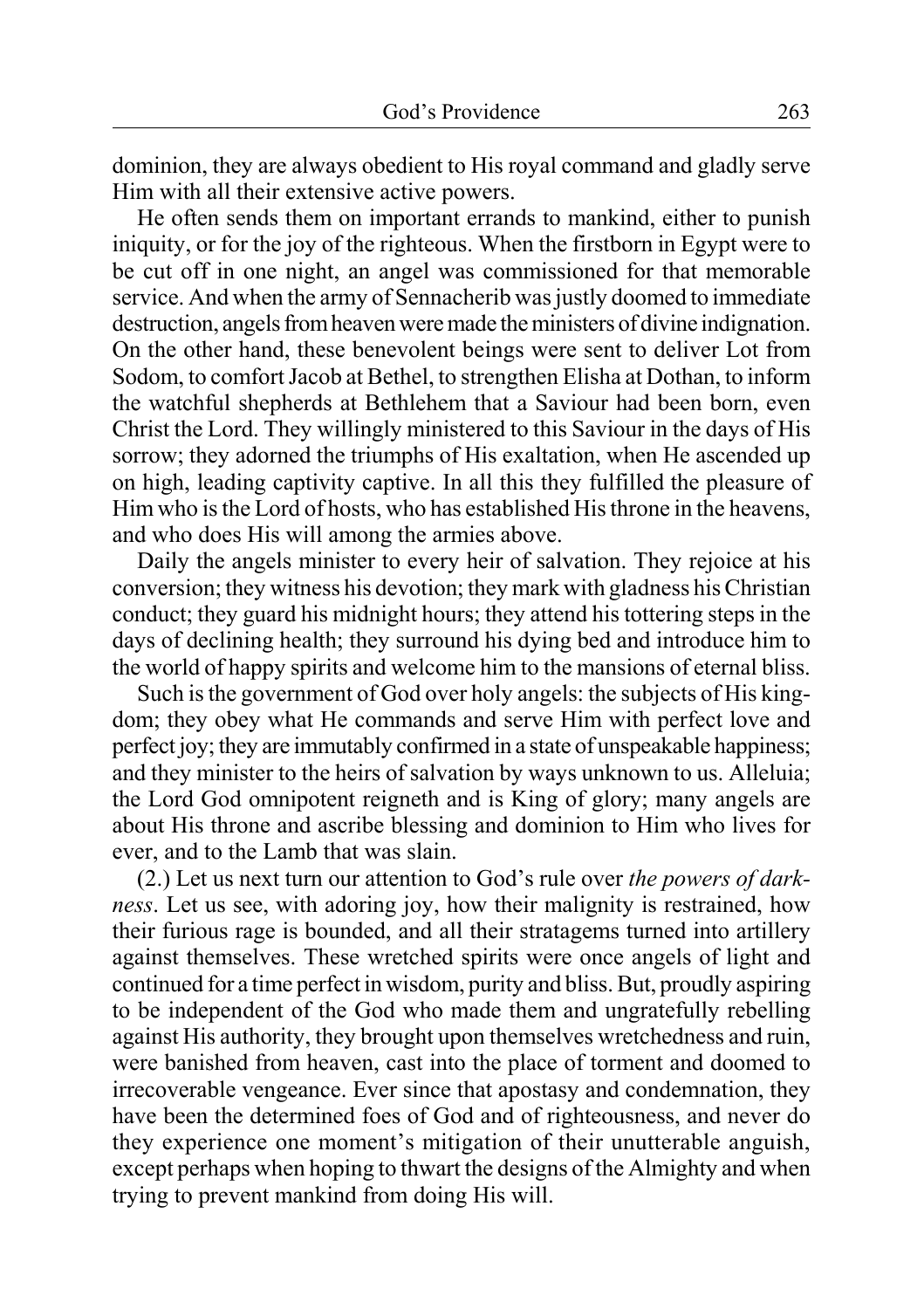dominion, they are always obedient to His royal command and gladly serve Him with all their extensive active powers.

He often sends them on important errands to mankind, either to punish iniquity, or for the joy of the righteous. When the firstborn in Egypt were to be cut off in one night, an angel was commissioned for that memorable service. And when the army of Sennacherib was justly doomed to immediate destruction, angels from heaven were made the ministers of divine indignation. On the other hand, these benevolent beings were sent to deliver Lot from Sodom, to comfort Jacob at Bethel, to strengthen Elisha at Dothan, to inform the watchful shepherds at Bethlehem that a Saviour had been born, even Christ the Lord. They willingly ministered to this Saviour in the days of His sorrow; they adorned the triumphs of His exaltation, when He ascended up on high, leading captivity captive. In all this they fulfilled the pleasure of Him who is the Lord of hosts, who has established His throne in the heavens, and who does His will among the armies above.

Daily the angels minister to every heir of salvation. They rejoice at his conversion; they witness his devotion; they mark with gladness his Christian conduct; they guard his midnight hours; they attend his tottering steps in the days of declining health; they surround his dying bed and introduce him to the world of happy spirits and welcome him to the mansions of eternal bliss.

Such is the government of God over holy angels: the subjects of His kingdom; they obey what He commands and serve Him with perfect love and perfect joy; they are immutably confirmed in a state of unspeakable happiness; and they minister to the heirs of salvation by ways unknown to us. Alleluia; the Lord God omnipotent reigneth and is King of glory; many angels are about His throne and ascribe blessing and dominion to Him who lives for ever, and to the Lamb that was slain.

(2.) Let us next turn our attention to God's rule over *the powers of darkness*. Let us see, with adoring joy, how their malignity is restrained, how their furious rage is bounded, and all their stratagems turned into artillery against themselves. These wretched spirits were once angels of light and continued for a time perfect in wisdom, purity and bliss. But, proudly aspiring to be independent of the God who made them and ungratefully rebelling against His authority, they brought upon themselves wretchedness and ruin, were banished from heaven, cast into the place of torment and doomed to irrecoverable vengeance. Ever since that apostasy and condemnation, they have been the determined foes of God and of righteousness, and never do they experience one moment's mitigation of their unutterable anguish, except perhaps when hoping to thwart the designs of the Almighty and when trying to prevent mankind from doing His will.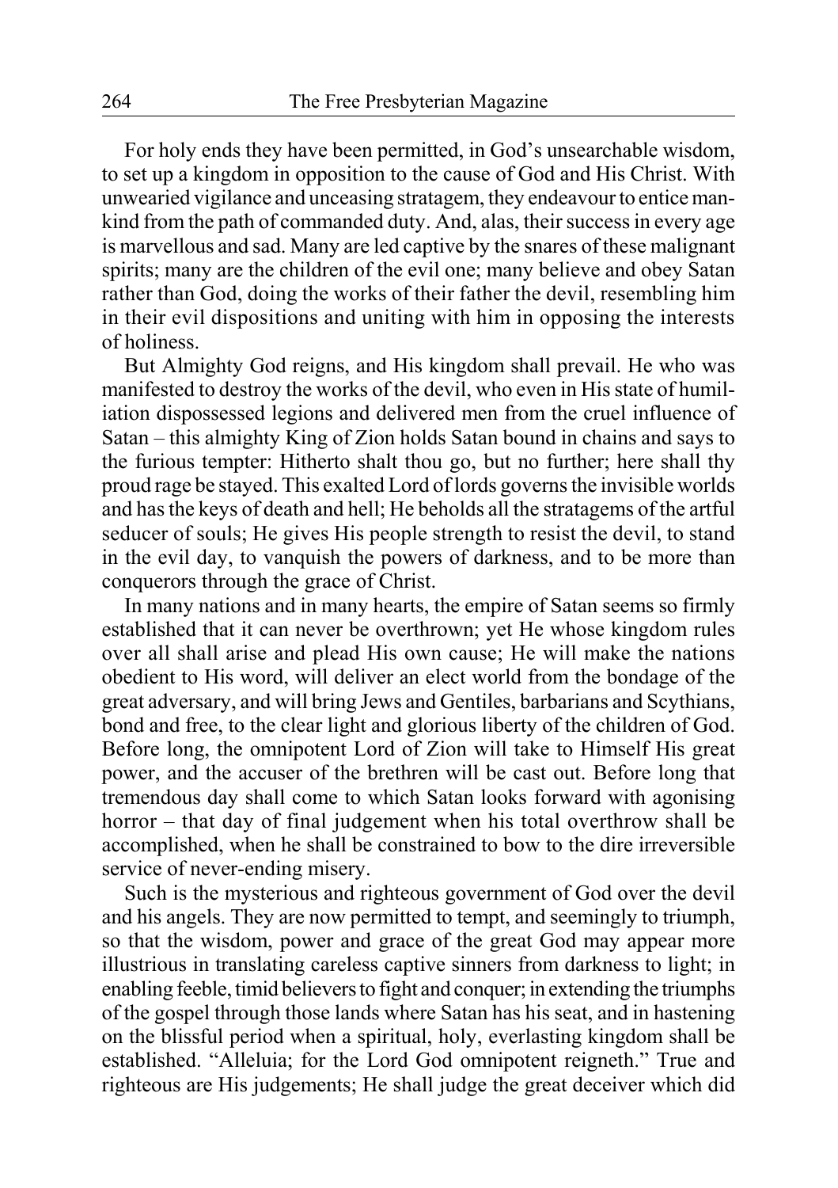For holy ends they have been permitted, in God's unsearchable wisdom, to set up a kingdom in opposition to the cause of God and His Christ. With unwearied vigilance and unceasing stratagem, they endeavour to entice mankind from the path of commanded duty. And, alas, their success in every age is marvellous and sad. Many are led captive by the snares of these malignant spirits; many are the children of the evil one; many believe and obey Satan rather than God, doing the works of their father the devil, resembling him in their evil dispositions and uniting with him in opposing the interests of holiness.

But Almighty God reigns, and His kingdom shall prevail. He who was manifested to destroy the works of the devil, who even in His state of humiliation dispossessed legions and delivered men from the cruel influence of Satan – this almighty King of Zion holds Satan bound in chains and says to the furious tempter: Hitherto shalt thou go, but no further; here shall thy proud rage be stayed. This exalted Lord of lords governs the invisible worlds and has the keys of death and hell; He beholds all the stratagems of the artful seducer of souls; He gives His people strength to resist the devil, to stand in the evil day, to vanquish the powers of darkness, and to be more than conquerors through the grace of Christ.

In many nations and in many hearts, the empire of Satan seems so firmly established that it can never be overthrown; yet He whose kingdom rules over all shall arise and plead His own cause; He will make the nations obedient to His word, will deliver an elect world from the bondage of the great adversary, and will bring Jews and Gentiles, barbarians and Scythians, bond and free, to the clear light and glorious liberty of the children of God. Before long, the omnipotent Lord of Zion will take to Himself His great power, and the accuser of the brethren will be cast out. Before long that tremendous day shall come to which Satan looks forward with agonising horror – that day of final judgement when his total overthrow shall be accomplished, when he shall be constrained to bow to the dire irreversible service of never-ending misery.

Such is the mysterious and righteous government of God over the devil and his angels. They are now permitted to tempt, and seemingly to triumph, so that the wisdom, power and grace of the great God may appear more illustrious in translating careless captive sinners from darkness to light; in enabling feeble, timid believers to fight and conquer; in extending the triumphs of the gospel through those lands where Satan has his seat, and in hastening on the blissful period when a spiritual, holy, everlasting kingdom shall be established. "Alleluia; for the Lord God omnipotent reigneth." True and righteous are His judgements; He shall judge the great deceiver which did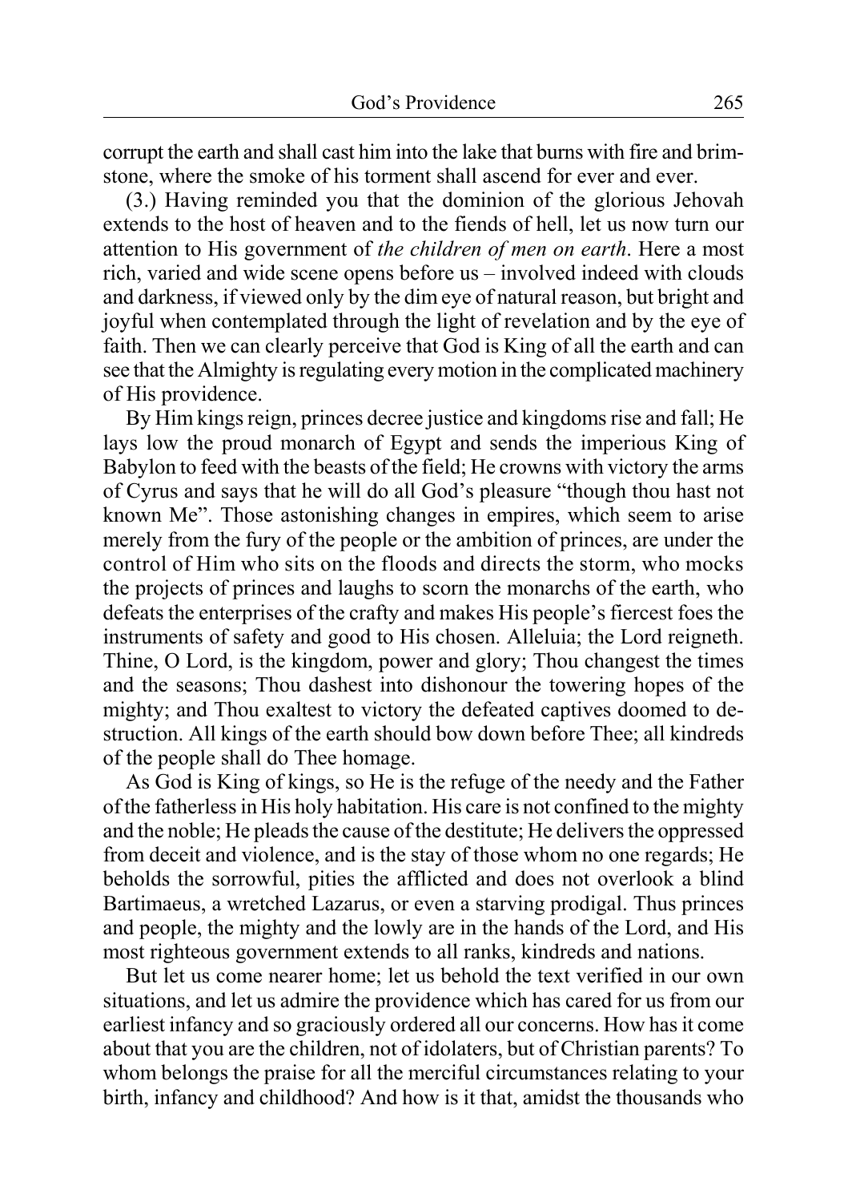corrupt the earth and shall cast him into the lake that burns with fire and brimstone, where the smoke of his torment shall ascend for ever and ever.

(3.) Having reminded you that the dominion of the glorious Jehovah extends to the host of heaven and to the fiends of hell, let us now turn our attention to His government of *the children of men on earth*. Here a most rich, varied and wide scene opens before us – involved indeed with clouds and darkness, if viewed only by the dim eye of natural reason, but bright and joyful when contemplated through the light of revelation and by the eye of faith. Then we can clearly perceive that God is King of all the earth and can see that the Almighty is regulating every motion in the complicated machinery of His providence.

By Him kings reign, princes decree justice and kingdoms rise and fall; He lays low the proud monarch of Egypt and sends the imperious King of Babylon to feed with the beasts of the field; He crowns with victory the arms of Cyrus and says that he will do all God's pleasure "though thou hast not known Me". Those astonishing changes in empires, which seem to arise merely from the fury of the people or the ambition of princes, are under the control of Him who sits on the floods and directs the storm, who mocks the projects of princes and laughs to scorn the monarchs of the earth, who defeats the enterprises of the crafty and makes His people's fiercest foes the instruments of safety and good to His chosen. Alleluia; the Lord reigneth. Thine, O Lord, is the kingdom, power and glory; Thou changest the times and the seasons; Thou dashest into dishonour the towering hopes of the mighty; and Thou exaltest to victory the defeated captives doomed to destruction. All kings of the earth should bow down before Thee; all kindreds of the people shall do Thee homage.

As God is King of kings, so He is the refuge of the needy and the Father of the fatherless in His holy habitation. His care is not confined to the mighty and the noble; He pleads the cause of the destitute; He delivers the oppressed from deceit and violence, and is the stay of those whom no one regards; He beholds the sorrowful, pities the afflicted and does not overlook a blind Bartimaeus, a wretched Lazarus, or even a starving prodigal. Thus princes and people, the mighty and the lowly are in the hands of the Lord, and His most righteous government extends to all ranks, kindreds and nations.

But let us come nearer home; let us behold the text verified in our own situations, and let us admire the providence which has cared for us from our earliest infancy and so graciously ordered all our concerns. How has it come about that you are the children, not of idolaters, but of Christian parents? To whom belongs the praise for all the merciful circumstances relating to your birth, infancy and childhood? And how is it that, amidst the thousands who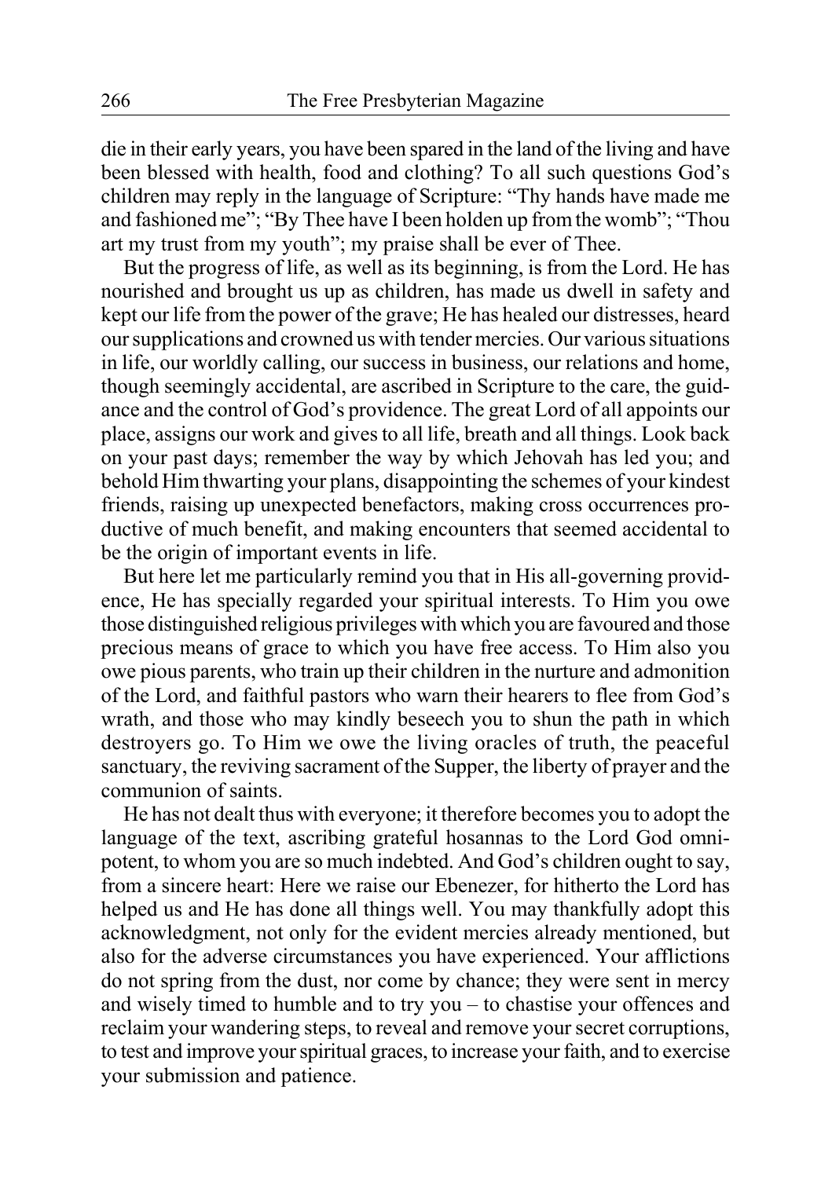die in their early years, you have been spared in the land of the living and have been blessed with health, food and clothing? To all such questions God's children may reply in the language of Scripture: "Thy hands have made me and fashioned me"; "By Thee have I been holden up from the womb"; "Thou art my trust from my youth"; my praise shall be ever of Thee.

But the progress of life, as well as its beginning, is from the Lord. He has nourished and brought us up as children, has made us dwell in safety and kept our life from the power of the grave; He has healed our distresses, heard our supplications and crowned us with tender mercies. Our various situations in life, our worldly calling, our success in business, our relations and home, though seemingly accidental, are ascribed in Scripture to the care, the guidance and the control of God's providence. The great Lord of all appoints our place, assigns our work and gives to all life, breath and all things. Look back on your past days; remember the way by which Jehovah has led you; and behold Him thwarting your plans, disappointing the schemes of your kindest friends, raising up unexpected benefactors, making cross occurrences productive of much benefit, and making encounters that seemed accidental to be the origin of important events in life.

But here let me particularly remind you that in His all-governing providence, He has specially regarded your spiritual interests. To Him you owe those distinguished religious privileges with which you are favoured and those precious means of grace to which you have free access. To Him also you owe pious parents, who train up their children in the nurture and admonition of the Lord, and faithful pastors who warn their hearers to flee from God's wrath, and those who may kindly beseech you to shun the path in which destroyers go. To Him we owe the living oracles of truth, the peaceful sanctuary, the reviving sacrament of the Supper, the liberty of prayer and the communion of saints.

He has not dealt thus with everyone; it therefore becomes you to adopt the language of the text, ascribing grateful hosannas to the Lord God omnipotent, to whom you are so much indebted. And God's children ought to say, from a sincere heart: Here we raise our Ebenezer, for hitherto the Lord has helped us and He has done all things well. You may thankfully adopt this acknowledgment, not only for the evident mercies already mentioned, but also for the adverse circumstances you have experienced. Your afflictions do not spring from the dust, nor come by chance; they were sent in mercy and wisely timed to humble and to try you – to chastise your offences and reclaim your wandering steps, to reveal and remove your secret corruptions, to test and improve your spiritual graces, to increase your faith, and to exercise your submission and patience.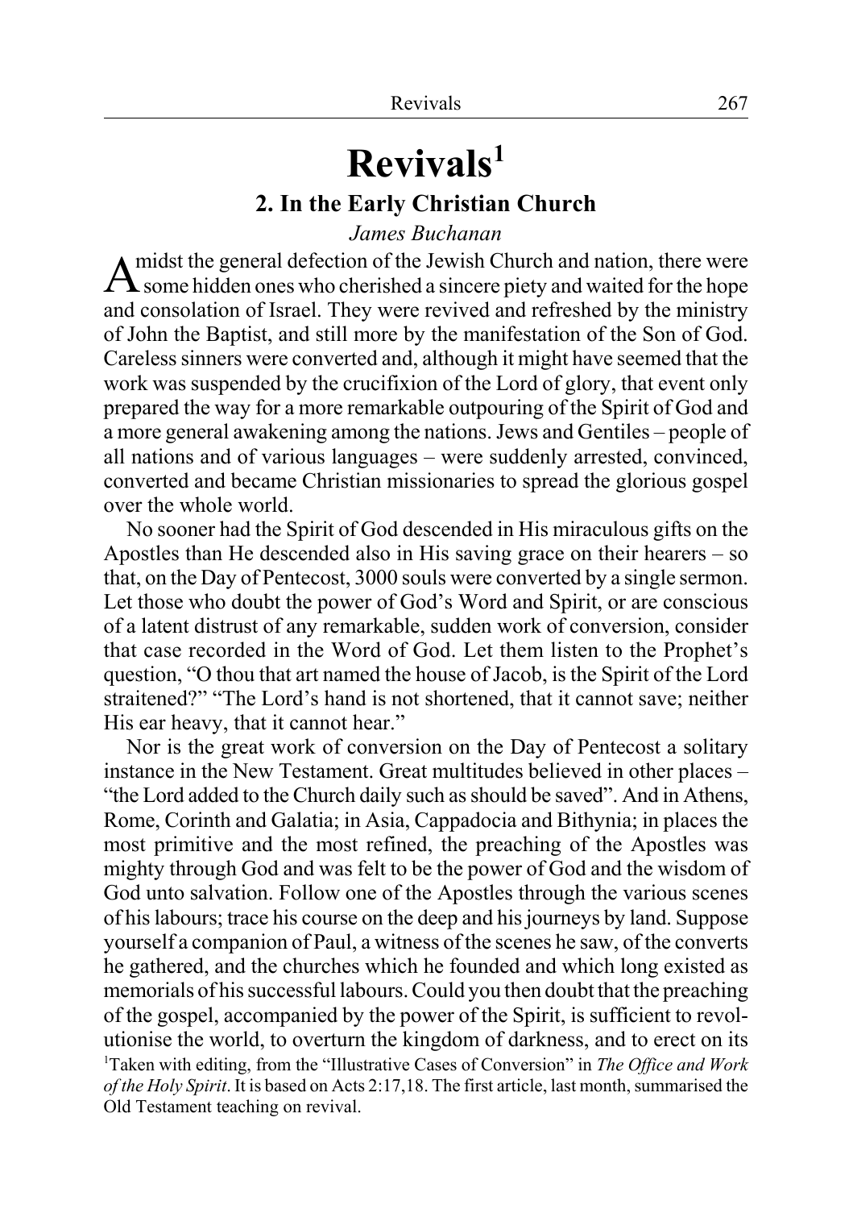# Revivals[1]

## 2. In the Early Christian Church

*James Buchanan*

Amidst the general defection of the Jewish Church and nation, there were some hidden ones who cherished a sincere piety and waited for the hope and consolation of Israel. They were revived and refreshed by the ministry of John the Baptist, and still more by the manifestation of the Son of God. Careless sinners were converted and, although it might have seemed that the work was suspended by the crucifixion of the Lord of glory, that event only prepared the way for a more remarkable outpouring of the Spirit of God and a more general awakening among the nations. Jews and Gentiles – people of all nations and of various languages – were suddenly arrested, convinced, converted and became Christian missionaries to spread the glorious gospel over the whole world.

No sooner had the Spirit of God descended in His miraculous gifts on the Apostles than He descended also in His saving grace on their hearers – so that, on the Day of Pentecost, 3000 souls were converted by a single sermon. Let those who doubt the power of God's Word and Spirit, or are conscious of a latent distrust of any remarkable, sudden work of conversion, consider that case recorded in the Word of God. Let them listen to the Prophet's question, "O thou that art named the house of Jacob, is the Spirit of the Lord straitened?" "The Lord's hand is not shortened, that it cannot save; neither His ear heavy, that it cannot hear."

Nor is the great work of conversion on the Day of Pentecost a solitary instance in the New Testament. Great multitudes believed in other places – "the Lord added to the Church daily such as should be saved". And in Athens, Rome, Corinth and Galatia; in Asia, Cappadocia and Bithynia; in places the most primitive and the most refined, the preaching of the Apostles was mighty through God and was felt to be the power of God and the wisdom of God unto salvation. Follow one of the Apostles through the various scenes of his labours; trace his course on the deep and his journeys by land. Suppose yourself a companion of Paul, a witness of the scenes he saw, of the converts he gathered, and the churches which he founded and which long existed as memorials of his successful labours. Could you then doubt that the preaching of the gospel, accompanied by the power of the Spirit, is sufficient to revolutionise the world, to overturn the kingdom of darkness, and to erect on its

[1]Taken with editing, from the "Illustrative Cases of Conversion" in *The Office and Work of the Holy Spirit*. It is based on Acts 2:17,18. The first article, last month, summarised the Old Testament teaching on revival.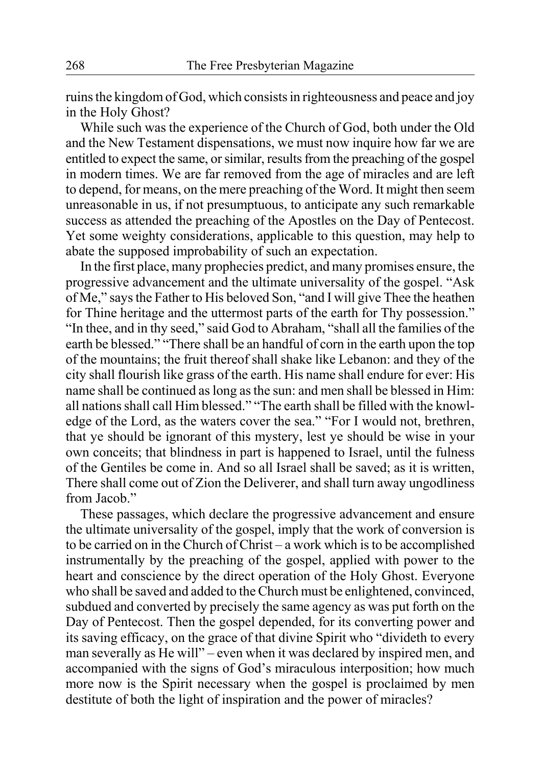ruins the kingdom of God, which consists in righteousness and peace and joy in the Holy Ghost?

While such was the experience of the Church of God, both under the Old and the New Testament dispensations, we must now inquire how far we are entitled to expect the same, or similar, results from the preaching of the gospel in modern times. We are far removed from the age of miracles and are left to depend, for means, on the mere preaching of the Word. It might then seem unreasonable in us, if not presumptuous, to anticipate any such remarkable success as attended the preaching of the Apostles on the Day of Pentecost. Yet some weighty considerations, applicable to this question, may help to abate the supposed improbability of such an expectation.

In the first place, many prophecies predict, and many promises ensure, the progressive advancement and the ultimate universality of the gospel. "Ask of Me," says the Father to His beloved Son, "and I will give Thee the heathen for Thine heritage and the uttermost parts of the earth for Thy possession." "In thee, and in thy seed," said God to Abraham, "shall all the families of the earth be blessed." "There shall be an handful of corn in the earth upon the top of the mountains; the fruit thereof shall shake like Lebanon: and they of the city shall flourish like grass of the earth. His name shall endure for ever: His name shall be continued as long as the sun: and men shall be blessed in Him: all nations shall call Him blessed." "The earth shall be filled with the knowledge of the Lord, as the waters cover the sea." "For I would not, brethren, that ye should be ignorant of this mystery, lest ye should be wise in your own conceits; that blindness in part is happened to Israel, until the fulness of the Gentiles be come in. And so all Israel shall be saved; as it is written, There shall come out of Zion the Deliverer, and shall turn away ungodliness from Jacob."

These passages, which declare the progressive advancement and ensure the ultimate universality of the gospel, imply that the work of conversion is to be carried on in the Church of Christ – a work which is to be accomplished instrumentally by the preaching of the gospel, applied with power to the heart and conscience by the direct operation of the Holy Ghost. Everyone who shall be saved and added to the Church must be enlightened, convinced, subdued and converted by precisely the same agency as was put forth on the Day of Pentecost. Then the gospel depended, for its converting power and its saving efficacy, on the grace of that divine Spirit who "divideth to every man severally as He will" – even when it was declared by inspired men, and accompanied with the signs of God's miraculous interposition; how much more now is the Spirit necessary when the gospel is proclaimed by men destitute of both the light of inspiration and the power of miracles?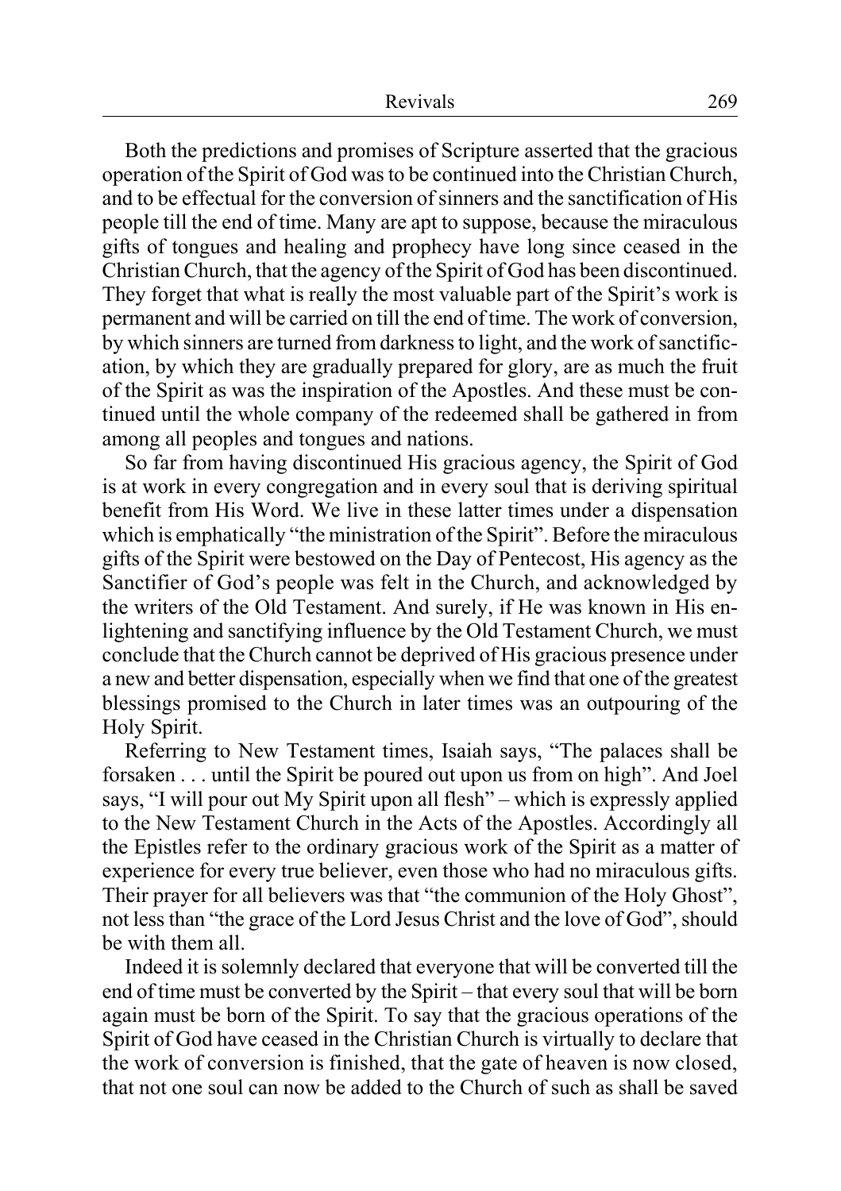Both the predictions and promises of Scripture asserted that the gracious operation of the Spirit of God was to be continued into the Christian Church, and to be effectual for the conversion of sinners and the sanctification of His people till the end of time. Many are apt to suppose, because the miraculous gifts of tongues and healing and prophecy have long since ceased in the Christian Church, that the agency of the Spirit of God has been discontinued. They forget that what is really the most valuable part of the Spirit's work is permanent and will be carried on till the end of time. The work of conversion, by which sinners are turned from darkness to light, and the work of sanctification, by which they are gradually prepared for glory, are as much the fruit of the Spirit as was the inspiration of the Apostles. And these must be continued until the whole company of the redeemed shall be gathered in from among all peoples and tongues and nations.

So far from having discontinued His gracious agency, the Spirit of God is at work in every congregation and in every soul that is deriving spiritual benefit from His Word. We live in these latter times under a dispensation which is emphatically "the ministration of the Spirit". Before the miraculous gifts of the Spirit were bestowed on the Day of Pentecost, His agency as the Sanctifier of God's people was felt in the Church, and acknowledged by the writers of the Old Testament. And surely, if He was known in His enlightening and sanctifying influence by the Old Testament Church, we must conclude that the Church cannot be deprived of His gracious presence under a new and better dispensation, especially when we find that one of the greatest blessings promised to the Church in later times was an outpouring of the Holy Spirit.

Referring to New Testament times, Isaiah says, "The palaces shall be forsaken . . . until the Spirit be poured out upon us from on high". And Joel says, "I will pour out My Spirit upon all flesh" – which is expressly applied to the New Testament Church in the Acts of the Apostles. Accordingly all the Epistles refer to the ordinary gracious work of the Spirit as a matter of experience for every true believer, even those who had no miraculous gifts. Their prayer for all believers was that "the communion of the Holy Ghost", not less than "the grace of the Lord Jesus Christ and the love of God", should be with them all.

Indeed it is solemnly declared that everyone that will be converted till the end of time must be converted by the Spirit – that every soul that will be born again must be born of the Spirit. To say that the gracious operations of the Spirit of God have ceased in the Christian Church is virtually to declare that the work of conversion is finished, that the gate of heaven is now closed, that not one soul can now be added to the Church of such as shall be saved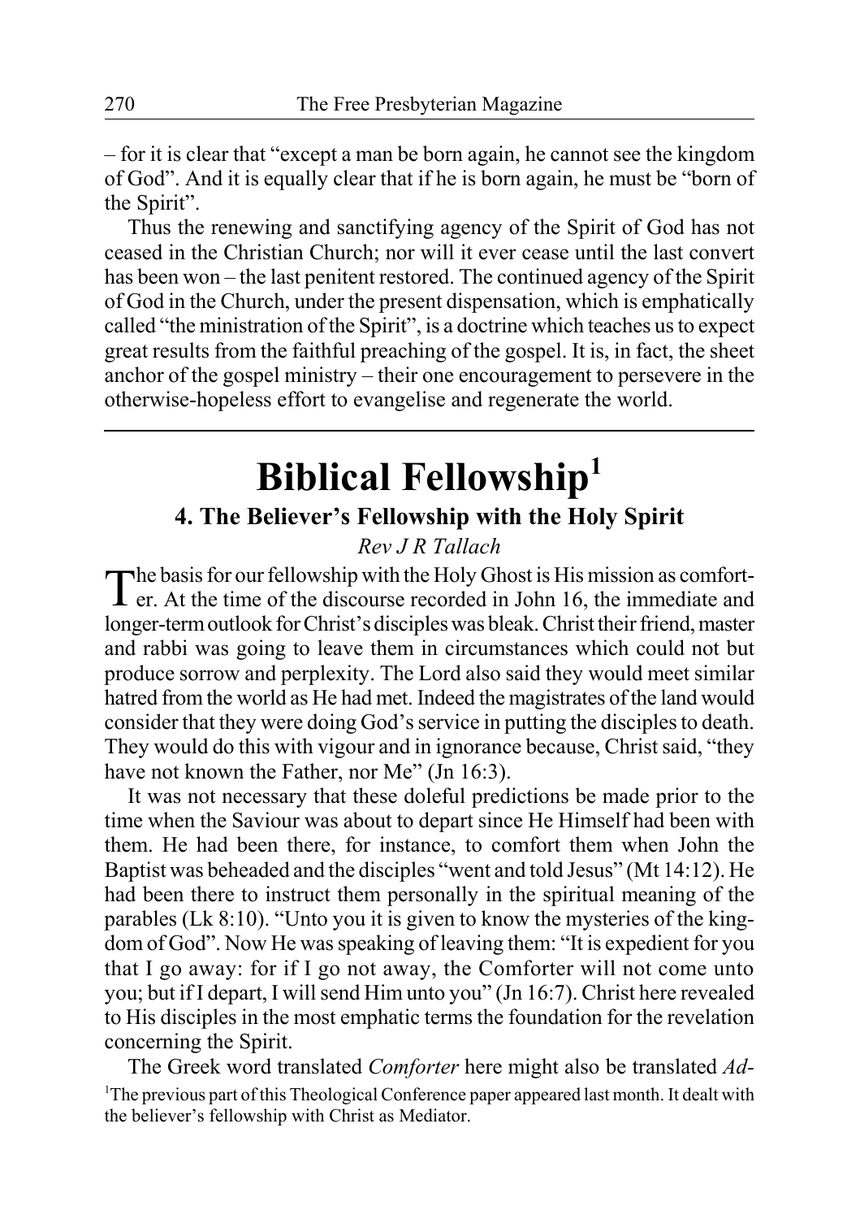– for it is clear that "except a man be born again, he cannot see the kingdom of God". And it is equally clear that if he is born again, he must be "born of the Spirit".

Thus the renewing and sanctifying agency of the Spirit of God has not ceased in the Christian Church; nor will it ever cease until the last convert has been won – the last penitent restored. The continued agency of the Spirit of God in the Church, under the present dispensation, which is emphatically called "the ministration of the Spirit", is a doctrine which teaches us to expect great results from the faithful preaching of the gospel. It is, in fact, the sheet anchor of the gospel ministry – their one encouragement to persevere in the otherwise-hopeless effort to evangelise and regenerate the world.

---

# Biblical Fellowship[1]

## 4. The Believer's Fellowship with the Holy Spirit

*Rev J R Tallach*

The basis for our fellowship with the Holy Ghost is His mission as comforter. At the time of the discourse recorded in John 16, the immediate and longer-term outlook for Christ's disciples was bleak. Christ their friend, master and rabbi was going to leave them in circumstances which could not but produce sorrow and perplexity. The Lord also said they would meet similar hatred from the world as He had met. Indeed the magistrates of the land would consider that they were doing God's service in putting the disciples to death. They would do this with vigour and in ignorance because, Christ said, "they have not known the Father, nor Me" (Jn 16:3).

It was not necessary that these doleful predictions be made prior to the time when the Saviour was about to depart since He Himself had been with them. He had been there, for instance, to comfort them when John the Baptist was beheaded and the disciples "went and told Jesus" (Mt 14:12). He had been there to instruct them personally in the spiritual meaning of the parables (Lk 8:10). "Unto you it is given to know the mysteries of the kingdom of God". Now He was speaking of leaving them: "It is expedient for you that I go away: for if I go not away, the Comforter will not come unto you; but if I depart, I will send Him unto you" (Jn 16:7). Christ here revealed to His disciples in the most emphatic terms the foundation for the revelation concerning the Spirit.

The Greek word translated *Comforter* here might also be translated *Ad-*

[1]The previous part of this Theological Conference paper appeared last month. It dealt with the believer's fellowship with Christ as Mediator.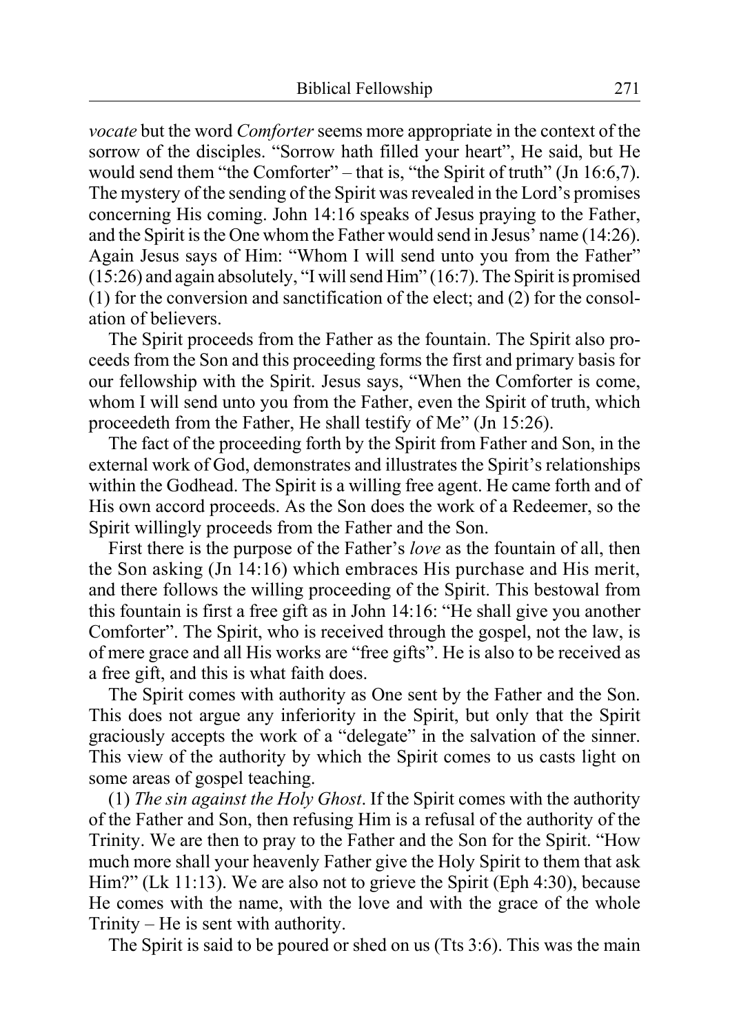*vocate* but the word *Comforter* seems more appropriate in the context of the sorrow of the disciples. "Sorrow hath filled your heart", He said, but He would send them "the Comforter" – that is, "the Spirit of truth" (Jn 16:6,7). The mystery of the sending of the Spirit was revealed in the Lord's promises concerning His coming. John 14:16 speaks of Jesus praying to the Father, and the Spirit is the One whom the Father would send in Jesus' name (14:26). Again Jesus says of Him: "Whom I will send unto you from the Father" (15:26) and again absolutely, "I will send Him" (16:7). The Spirit is promised (1) for the conversion and sanctification of the elect; and (2) for the consolation of believers.

The Spirit proceeds from the Father as the fountain. The Spirit also proceeds from the Son and this proceeding forms the first and primary basis for our fellowship with the Spirit. Jesus says, "When the Comforter is come, whom I will send unto you from the Father, even the Spirit of truth, which proceedeth from the Father, He shall testify of Me" (Jn 15:26).

The fact of the proceeding forth by the Spirit from Father and Son, in the external work of God, demonstrates and illustrates the Spirit's relationships within the Godhead. The Spirit is a willing free agent. He came forth and of His own accord proceeds. As the Son does the work of a Redeemer, so the Spirit willingly proceeds from the Father and the Son.

First there is the purpose of the Father's *love* as the fountain of all, then the Son asking (Jn 14:16) which embraces His purchase and His merit, and there follows the willing proceeding of the Spirit. This bestowal from this fountain is first a free gift as in John 14:16: "He shall give you another Comforter". The Spirit, who is received through the gospel, not the law, is of mere grace and all His works are "free gifts". He is also to be received as a free gift, and this is what faith does.

The Spirit comes with authority as One sent by the Father and the Son. This does not argue any inferiority in the Spirit, but only that the Spirit graciously accepts the work of a "delegate" in the salvation of the sinner. This view of the authority by which the Spirit comes to us casts light on some areas of gospel teaching.

(1) *The sin against the Holy Ghost*. If the Spirit comes with the authority of the Father and Son, then refusing Him is a refusal of the authority of the Trinity. We are then to pray to the Father and the Son for the Spirit. "How much more shall your heavenly Father give the Holy Spirit to them that ask Him?" (Lk 11:13). We are also not to grieve the Spirit (Eph 4:30), because He comes with the name, with the love and with the grace of the whole Trinity – He is sent with authority.

The Spirit is said to be poured or shed on us (Tts 3:6). This was the main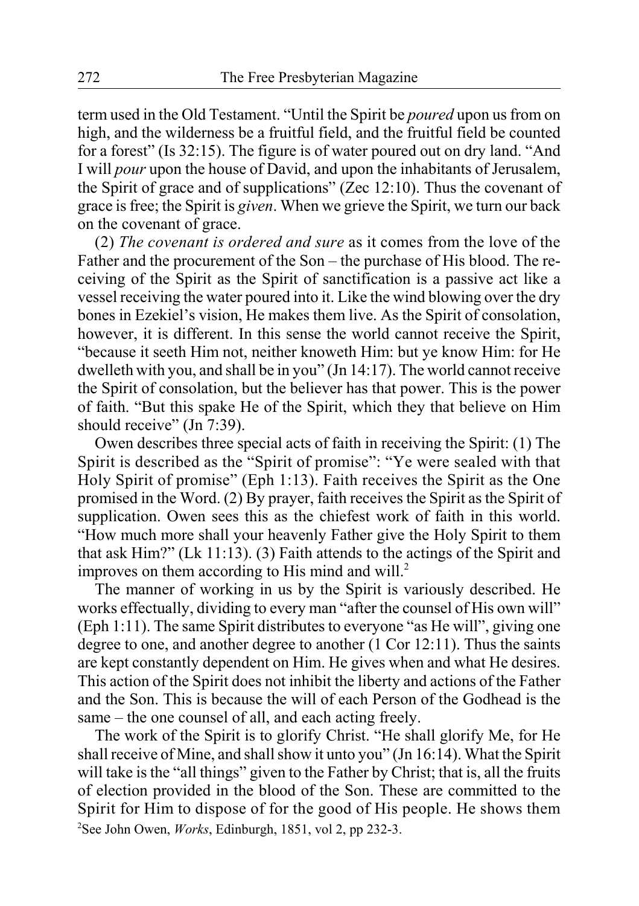term used in the Old Testament. "Until the Spirit be *poured* upon us from on high, and the wilderness be a fruitful field, and the fruitful field be counted for a forest" (Is 32:15). The figure is of water poured out on dry land. "And I will *pour* upon the house of David, and upon the inhabitants of Jerusalem, the Spirit of grace and of supplications" (Zec 12:10). Thus the covenant of grace is free; the Spirit is *given*. When we grieve the Spirit, we turn our back on the covenant of grace.

(2) *The covenant is ordered and sure* as it comes from the love of the Father and the procurement of the Son – the purchase of His blood. The receiving of the Spirit as the Spirit of sanctification is a passive act like a vessel receiving the water poured into it. Like the wind blowing over the dry bones in Ezekiel's vision, He makes them live. As the Spirit of consolation, however, it is different. In this sense the world cannot receive the Spirit, "because it seeth Him not, neither knoweth Him: but ye know Him: for He dwelleth with you, and shall be in you" (Jn 14:17). The world cannot receive the Spirit of consolation, but the believer has that power. This is the power of faith. "But this spake He of the Spirit, which they that believe on Him should receive" (Jn 7:39).

Owen describes three special acts of faith in receiving the Spirit: (1) The Spirit is described as the "Spirit of promise": "Ye were sealed with that Holy Spirit of promise" (Eph 1:13). Faith receives the Spirit as the One promised in the Word. (2) By prayer, faith receives the Spirit as the Spirit of supplication. Owen sees this as the chiefest work of faith in this world. "How much more shall your heavenly Father give the Holy Spirit to them that ask Him?" (Lk 11:13). (3) Faith attends to the actings of the Spirit and improves on them according to His mind and will.[2]

The manner of working in us by the Spirit is variously described. He works effectually, dividing to every man "after the counsel of His own will" (Eph 1:11). The same Spirit distributes to everyone "as He will", giving one degree to one, and another degree to another (1 Cor 12:11). Thus the saints are kept constantly dependent on Him. He gives when and what He desires. This action of the Spirit does not inhibit the liberty and actions of the Father and the Son. This is because the will of each Person of the Godhead is the same – the one counsel of all, and each acting freely.

The work of the Spirit is to glorify Christ. "He shall glorify Me, for He shall receive of Mine, and shall show it unto you" (Jn 16:14). What the Spirit will take is the "all things" given to the Father by Christ; that is, all the fruits of election provided in the blood of the Son. These are committed to the Spirit for Him to dispose of for the good of His people. He shows them

[2]See John Owen, *Works*, Edinburgh, 1851, vol 2, pp 232-3.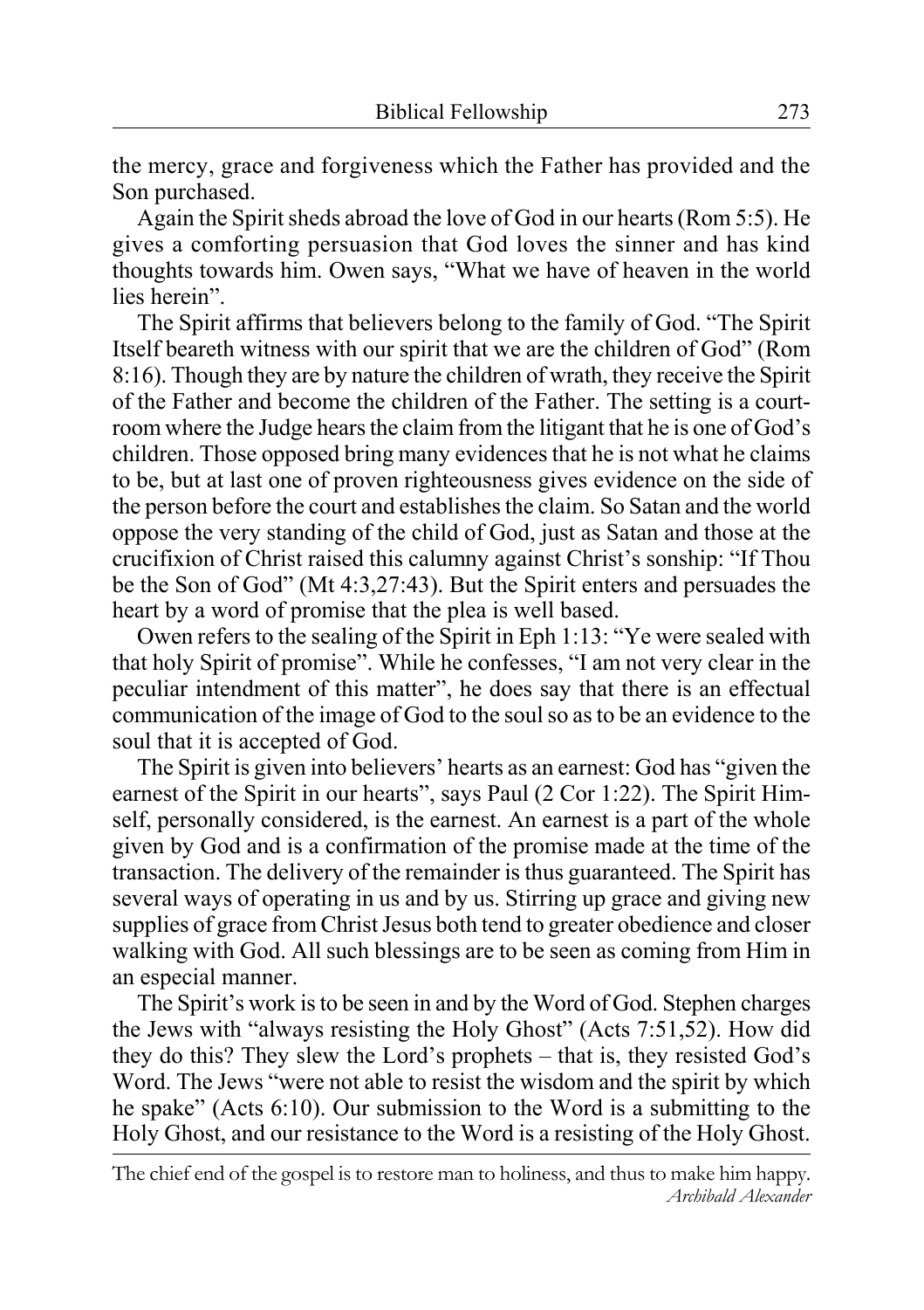the mercy, grace and forgiveness which the Father has provided and the Son purchased.

Again the Spirit sheds abroad the love of God in our hearts (Rom 5:5). He gives a comforting persuasion that God loves the sinner and has kind thoughts towards him. Owen says, "What we have of heaven in the world lies herein".

The Spirit affirms that believers belong to the family of God. "The Spirit Itself beareth witness with our spirit that we are the children of God" (Rom 8:16). Though they are by nature the children of wrath, they receive the Spirit of the Father and become the children of the Father. The setting is a courtroom where the Judge hears the claim from the litigant that he is one of God's children. Those opposed bring many evidences that he is not what he claims to be, but at last one of proven righteousness gives evidence on the side of the person before the court and establishes the claim. So Satan and the world oppose the very standing of the child of God, just as Satan and those at the crucifixion of Christ raised this calumny against Christ's sonship: "If Thou be the Son of God" (Mt 4:3,27:43). But the Spirit enters and persuades the heart by a word of promise that the plea is well based.

Owen refers to the sealing of the Spirit in Eph 1:13: "Ye were sealed with that holy Spirit of promise". While he confesses, "I am not very clear in the peculiar intendment of this matter", he does say that there is an effectual communication of the image of God to the soul so as to be an evidence to the soul that it is accepted of God.

The Spirit is given into believers' hearts as an earnest: God has "given the earnest of the Spirit in our hearts", says Paul (2 Cor 1:22). The Spirit Himself, personally considered, is the earnest. An earnest is a part of the whole given by God and is a confirmation of the promise made at the time of the transaction. The delivery of the remainder is thus guaranteed. The Spirit has several ways of operating in us and by us. Stirring up grace and giving new supplies of grace from Christ Jesus both tend to greater obedience and closer walking with God. All such blessings are to be seen as coming from Him in an especial manner.

The Spirit's work is to be seen in and by the Word of God. Stephen charges the Jews with "always resisting the Holy Ghost" (Acts 7:51,52). How did they do this? They slew the Lord's prophets – that is, they resisted God's Word. The Jews "were not able to resist the wisdom and the spirit by which he spake" (Acts 6:10). Our submission to the Word is a submitting to the Holy Ghost, and our resistance to the Word is a resisting of the Holy Ghost.

---

The chief end of the gospel is to restore man to holiness, and thus to make him happy.
*Archibald Alexander*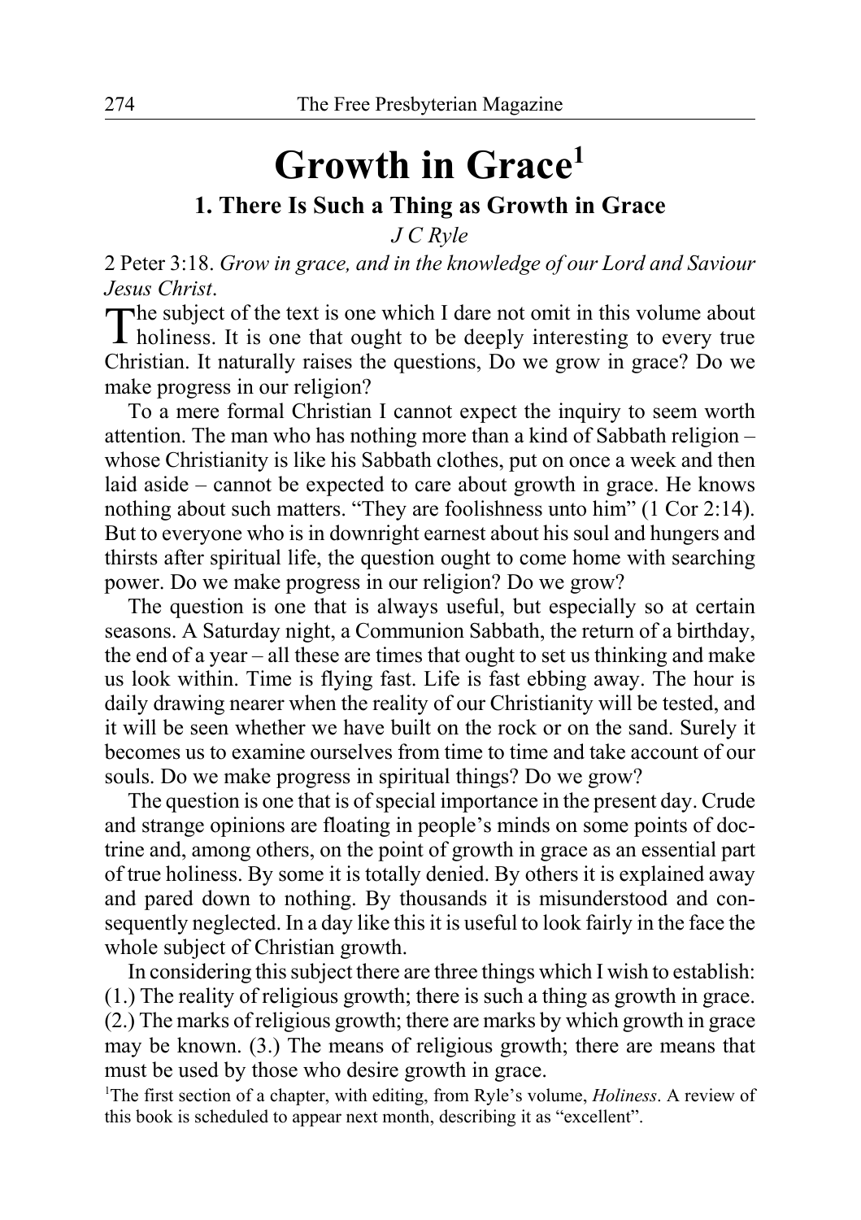# Growth in Grace[1]

## 1. There Is Such a Thing as Growth in Grace

*J C Ryle*

2 Peter 3:18. *Grow in grace, and in the knowledge of our Lord and Saviour Jesus Christ*.

The subject of the text is one which I dare not omit in this volume about holiness. It is one that ought to be deeply interesting to every true Christian. It naturally raises the questions, Do we grow in grace? Do we make progress in our religion?

To a mere formal Christian I cannot expect the inquiry to seem worth attention. The man who has nothing more than a kind of Sabbath religion – whose Christianity is like his Sabbath clothes, put on once a week and then laid aside – cannot be expected to care about growth in grace. He knows nothing about such matters. "They are foolishness unto him" (1 Cor 2:14). But to everyone who is in downright earnest about his soul and hungers and thirsts after spiritual life, the question ought to come home with searching power. Do we make progress in our religion? Do we grow?

The question is one that is always useful, but especially so at certain seasons. A Saturday night, a Communion Sabbath, the return of a birthday, the end of a year – all these are times that ought to set us thinking and make us look within. Time is flying fast. Life is fast ebbing away. The hour is daily drawing nearer when the reality of our Christianity will be tested, and it will be seen whether we have built on the rock or on the sand. Surely it becomes us to examine ourselves from time to time and take account of our souls. Do we make progress in spiritual things? Do we grow?

The question is one that is of special importance in the present day. Crude and strange opinions are floating in people's minds on some points of doctrine and, among others, on the point of growth in grace as an essential part of true holiness. By some it is totally denied. By others it is explained away and pared down to nothing. By thousands it is misunderstood and consequently neglected. In a day like this it is useful to look fairly in the face the whole subject of Christian growth.

In considering this subject there are three things which I wish to establish: (1.) The reality of religious growth; there is such a thing as growth in grace. (2.) The marks of religious growth; there are marks by which growth in grace may be known. (3.) The means of religious growth; there are means that must be used by those who desire growth in grace.

[1]The first section of a chapter, with editing, from Ryle's volume, *Holiness*. A review of this book is scheduled to appear next month, describing it as "excellent".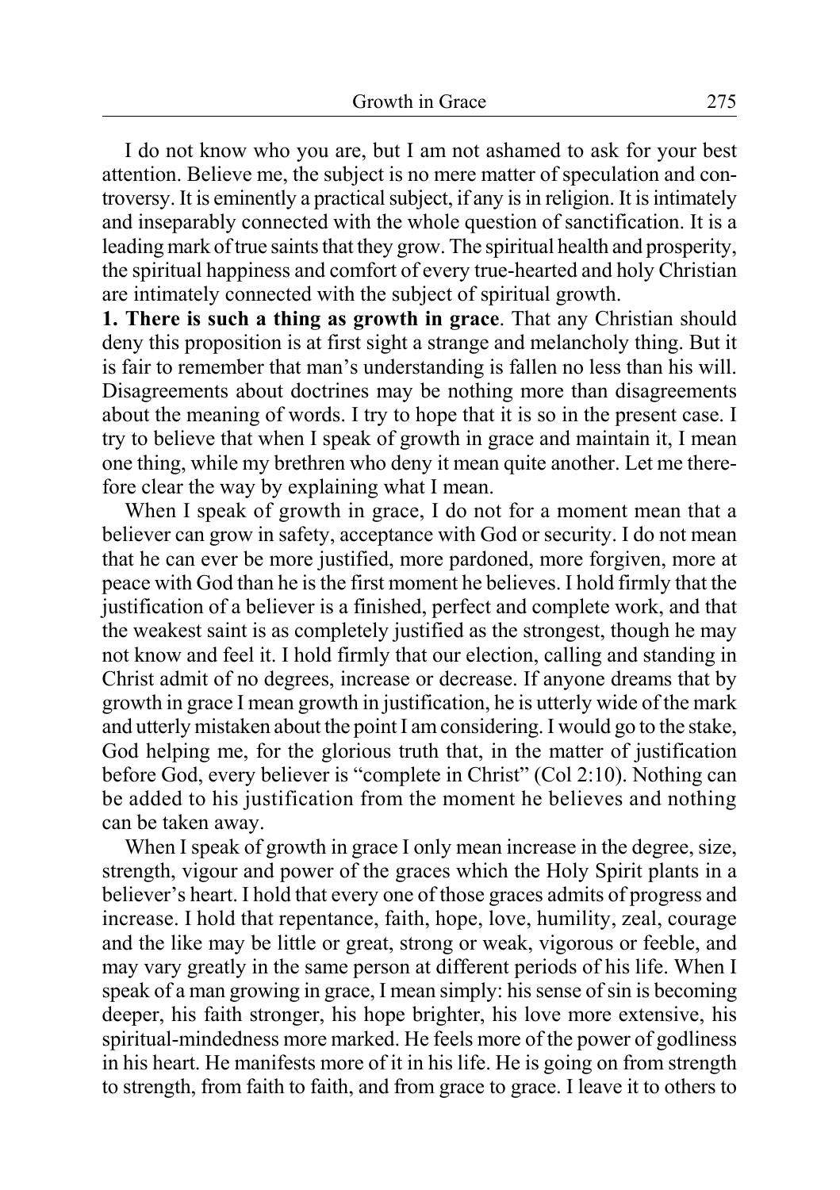I do not know who you are, but I am not ashamed to ask for your best attention. Believe me, the subject is no mere matter of speculation and controversy. It is eminently a practical subject, if any is in religion. It is intimately and inseparably connected with the whole question of sanctification. It is a leading mark of true saints that they grow. The spiritual health and prosperity, the spiritual happiness and comfort of every true-hearted and holy Christian are intimately connected with the subject of spiritual growth.

**1. There is such a thing as growth in grace**. That any Christian should deny this proposition is at first sight a strange and melancholy thing. But it is fair to remember that man's understanding is fallen no less than his will. Disagreements about doctrines may be nothing more than disagreements about the meaning of words. I try to hope that it is so in the present case. I try to believe that when I speak of growth in grace and maintain it, I mean one thing, while my brethren who deny it mean quite another. Let me therefore clear the way by explaining what I mean.

When I speak of growth in grace, I do not for a moment mean that a believer can grow in safety, acceptance with God or security. I do not mean that he can ever be more justified, more pardoned, more forgiven, more at peace with God than he is the first moment he believes. I hold firmly that the justification of a believer is a finished, perfect and complete work, and that the weakest saint is as completely justified as the strongest, though he may not know and feel it. I hold firmly that our election, calling and standing in Christ admit of no degrees, increase or decrease. If anyone dreams that by growth in grace I mean growth in justification, he is utterly wide of the mark and utterly mistaken about the point I am considering. I would go to the stake, God helping me, for the glorious truth that, in the matter of justification before God, every believer is "complete in Christ" (Col 2:10). Nothing can be added to his justification from the moment he believes and nothing can be taken away.

When I speak of growth in grace I only mean increase in the degree, size, strength, vigour and power of the graces which the Holy Spirit plants in a believer's heart. I hold that every one of those graces admits of progress and increase. I hold that repentance, faith, hope, love, humility, zeal, courage and the like may be little or great, strong or weak, vigorous or feeble, and may vary greatly in the same person at different periods of his life. When I speak of a man growing in grace, I mean simply: his sense of sin is becoming deeper, his faith stronger, his hope brighter, his love more extensive, his spiritual-mindedness more marked. He feels more of the power of godliness in his heart. He manifests more of it in his life. He is going on from strength to strength, from faith to faith, and from grace to grace. I leave it to others to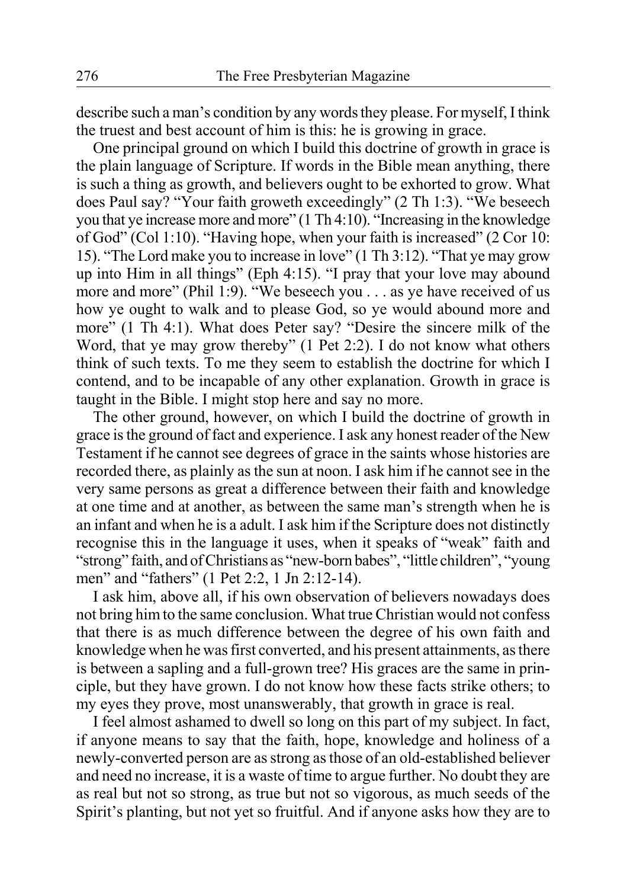describe such a man's condition by any words they please. For myself, I think the truest and best account of him is this: he is growing in grace.

One principal ground on which I build this doctrine of growth in grace is the plain language of Scripture. If words in the Bible mean anything, there is such a thing as growth, and believers ought to be exhorted to grow. What does Paul say? "Your faith groweth exceedingly" (2 Th 1:3). "We beseech you that ye increase more and more" (1 Th 4:10). "Increasing in the knowledge of God" (Col 1:10). "Having hope, when your faith is increased" (2 Cor 10: 15). "The Lord make you to increase in love" (1 Th 3:12). "That ye may grow up into Him in all things" (Eph 4:15). "I pray that your love may abound more and more" (Phil 1:9). "We beseech you . . . as ye have received of us how ye ought to walk and to please God, so ye would abound more and more" (1 Th 4:1). What does Peter say? "Desire the sincere milk of the Word, that ye may grow thereby" (1 Pet 2:2). I do not know what others think of such texts. To me they seem to establish the doctrine for which I contend, and to be incapable of any other explanation. Growth in grace is taught in the Bible. I might stop here and say no more.

The other ground, however, on which I build the doctrine of growth in grace is the ground of fact and experience. I ask any honest reader of the New Testament if he cannot see degrees of grace in the saints whose histories are recorded there, as plainly as the sun at noon. I ask him if he cannot see in the very same persons as great a difference between their faith and knowledge at one time and at another, as between the same man's strength when he is an infant and when he is a adult. I ask him if the Scripture does not distinctly recognise this in the language it uses, when it speaks of "weak" faith and "strong" faith, and of Christians as "new-born babes", "little children", "young men" and "fathers" (1 Pet 2:2, 1 Jn 2:12-14).

I ask him, above all, if his own observation of believers nowadays does not bring him to the same conclusion. What true Christian would not confess that there is as much difference between the degree of his own faith and knowledge when he was first converted, and his present attainments, as there is between a sapling and a full-grown tree? His graces are the same in principle, but they have grown. I do not know how these facts strike others; to my eyes they prove, most unanswerably, that growth in grace is real.

I feel almost ashamed to dwell so long on this part of my subject. In fact, if anyone means to say that the faith, hope, knowledge and holiness of a newly-converted person are as strong as those of an old-established believer and need no increase, it is a waste of time to argue further. No doubt they are as real but not so strong, as true but not so vigorous, as much seeds of the Spirit's planting, but not yet so fruitful. And if anyone asks how they are to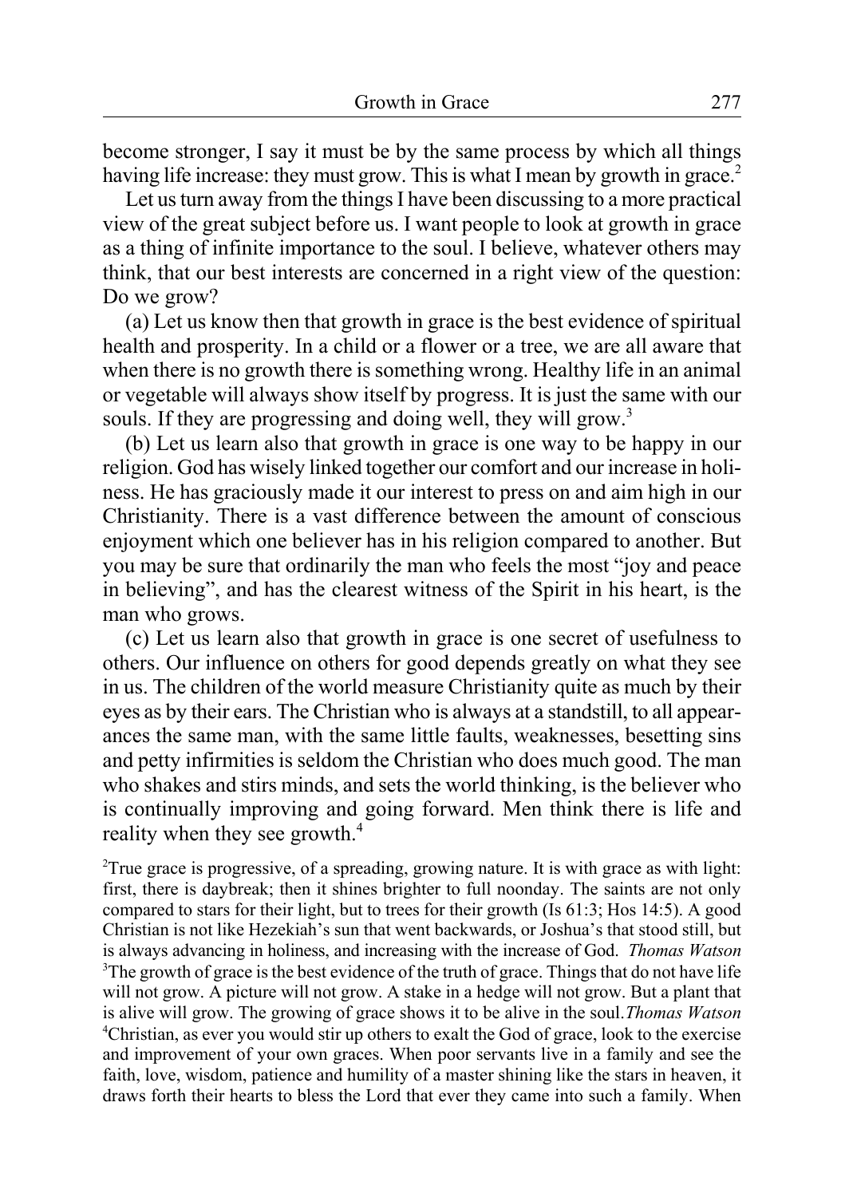become stronger, I say it must be by the same process by which all things having life increase: they must grow. This is what I mean by growth in grace.[2]

Let us turn away from the things I have been discussing to a more practical view of the great subject before us. I want people to look at growth in grace as a thing of infinite importance to the soul. I believe, whatever others may think, that our best interests are concerned in a right view of the question: Do we grow?

(a) Let us know then that growth in grace is the best evidence of spiritual health and prosperity. In a child or a flower or a tree, we are all aware that when there is no growth there is something wrong. Healthy life in an animal or vegetable will always show itself by progress. It is just the same with our souls. If they are progressing and doing well, they will grow.[3]

(b) Let us learn also that growth in grace is one way to be happy in our religion. God has wisely linked together our comfort and our increase in holiness. He has graciously made it our interest to press on and aim high in our Christianity. There is a vast difference between the amount of conscious enjoyment which one believer has in his religion compared to another. But you may be sure that ordinarily the man who feels the most "joy and peace in believing", and has the clearest witness of the Spirit in his heart, is the man who grows.

(c) Let us learn also that growth in grace is one secret of usefulness to others. Our influence on others for good depends greatly on what they see in us. The children of the world measure Christianity quite as much by their eyes as by their ears. The Christian who is always at a standstill, to all appearances the same man, with the same little faults, weaknesses, besetting sins and petty infirmities is seldom the Christian who does much good. The man who shakes and stirs minds, and sets the world thinking, is the believer who is continually improving and going forward. Men think there is life and reality when they see growth.[4]

[2]True grace is progressive, of a spreading, growing nature. It is with grace as with light: first, there is daybreak; then it shines brighter to full noonday. The saints are not only compared to stars for their light, but to trees for their growth (Is 61:3; Hos 14:5). A good Christian is not like Hezekiah's sun that went backwards, or Joshua's that stood still, but is always advancing in holiness, and increasing with the increase of God. *Thomas Watson*

[3]The growth of grace is the best evidence of the truth of grace. Things that do not have life will not grow. A picture will not grow. A stake in a hedge will not grow. But a plant that is alive will grow. The growing of grace shows it to be alive in the soul. *Thomas Watson*

[4]Christian, as ever you would stir up others to exalt the God of grace, look to the exercise and improvement of your own graces. When poor servants live in a family and see the faith, love, wisdom, patience and humility of a master shining like the stars in heaven, it draws forth their hearts to bless the Lord that ever they came into such a family. When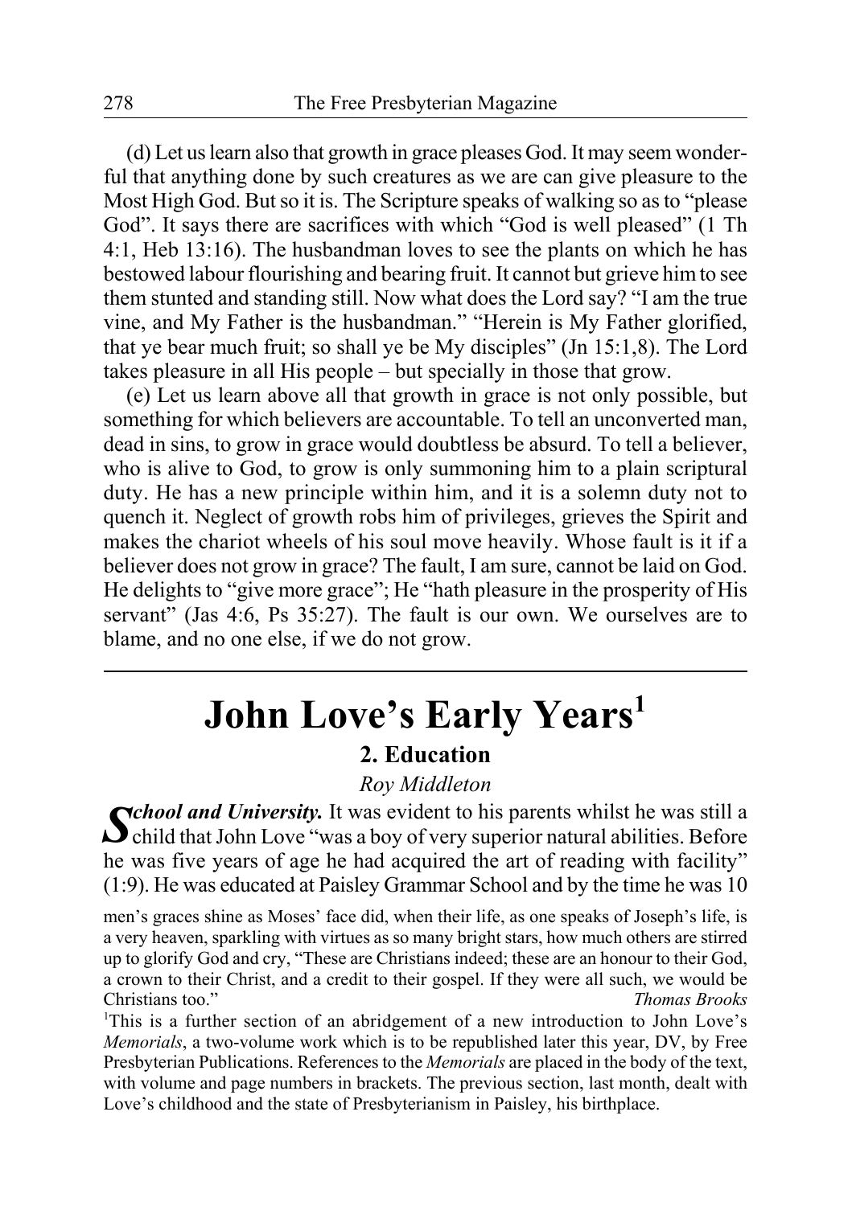(d) Let us learn also that growth in grace pleases God. It may seem wonderful that anything done by such creatures as we are can give pleasure to the Most High God. But so it is. The Scripture speaks of walking so as to "please God". It says there are sacrifices with which "God is well pleased" (1 Th 4:1, Heb 13:16). The husbandman loves to see the plants on which he has bestowed labour flourishing and bearing fruit. It cannot but grieve him to see them stunted and standing still. Now what does the Lord say? "I am the true vine, and My Father is the husbandman." "Herein is My Father glorified, that ye bear much fruit; so shall ye be My disciples" (Jn 15:1,8). The Lord takes pleasure in all His people – but specially in those that grow.

(e) Let us learn above all that growth in grace is not only possible, but something for which believers are accountable. To tell an unconverted man, dead in sins, to grow in grace would doubtless be absurd. To tell a believer, who is alive to God, to grow is only summoning him to a plain scriptural duty. He has a new principle within him, and it is a solemn duty not to quench it. Neglect of growth robs him of privileges, grieves the Spirit and makes the chariot wheels of his soul move heavily. Whose fault is it if a believer does not grow in grace? The fault, I am sure, cannot be laid on God. He delights to "give more grace"; He "hath pleasure in the prosperity of His servant" (Jas 4:6, Ps 35:27). The fault is our own. We ourselves are to blame, and no one else, if we do not grow.

---

# John Love's Early Years[1]

## 2. Education

*Roy Middleton*

***School and University.*** It was evident to his parents whilst he was still a child that John Love "was a boy of very superior natural abilities. Before he was five years of age he had acquired the art of reading with facility" (1:9). He was educated at Paisley Grammar School and by the time he was 10

men's graces shine as Moses' face did, when their life, as one speaks of Joseph's life, is a very heaven, sparkling with virtues as so many bright stars, how much others are stirred up to glorify God and cry, "These are Christians indeed; these are an honour to their God, a crown to their Christ, and a credit to their gospel. If they were all such, we would be Christians too." *Thomas Brooks*

[1]This is a further section of an abridgement of a new introduction to John Love's *Memorials*, a two-volume work which is to be republished later this year, DV, by Free Presbyterian Publications. References to the *Memorials* are placed in the body of the text, with volume and page numbers in brackets. The previous section, last month, dealt with Love's childhood and the state of Presbyterianism in Paisley, his birthplace.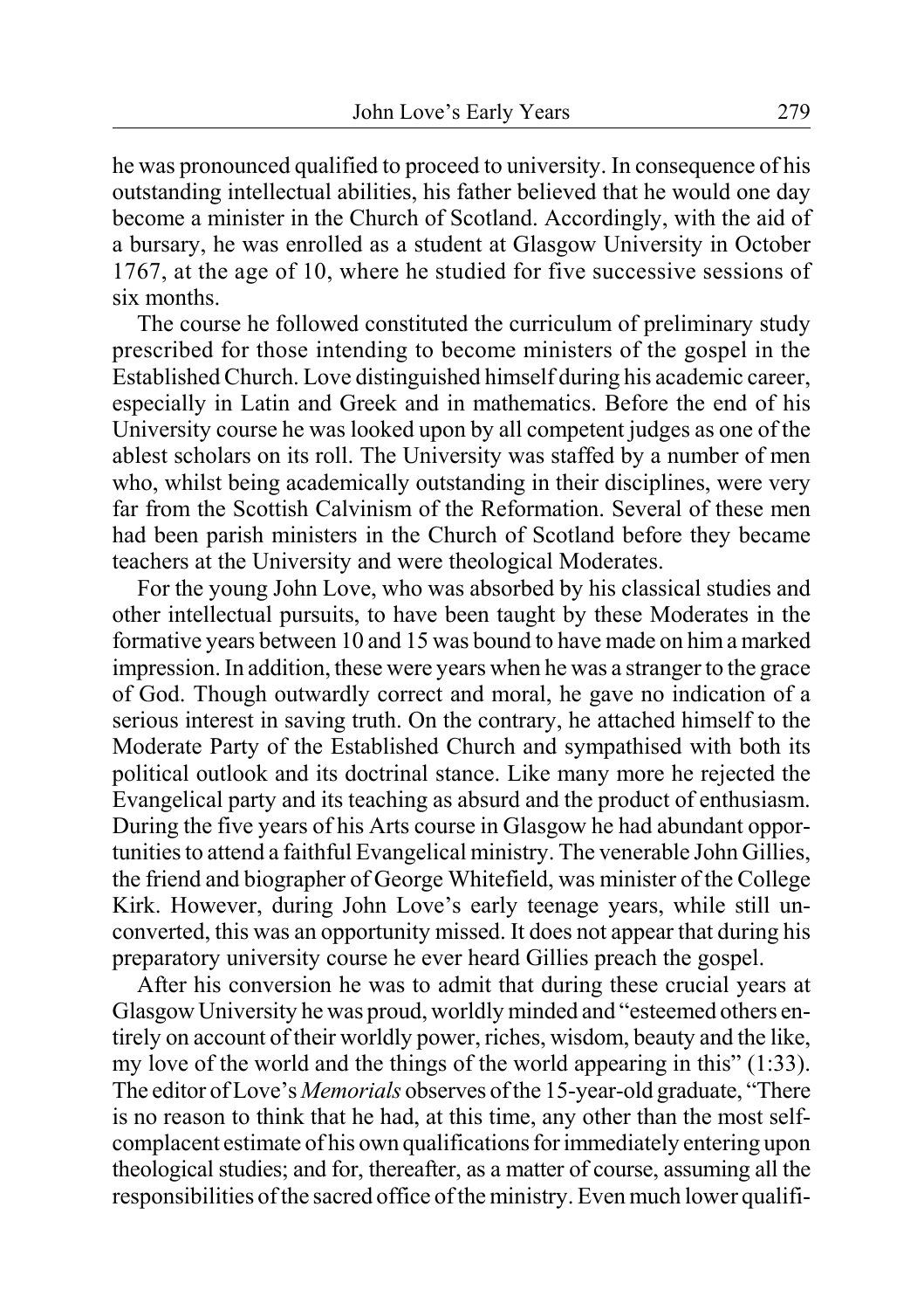he was pronounced qualified to proceed to university. In consequence of his outstanding intellectual abilities, his father believed that he would one day become a minister in the Church of Scotland. Accordingly, with the aid of a bursary, he was enrolled as a student at Glasgow University in October 1767, at the age of 10, where he studied for five successive sessions of six months.

The course he followed constituted the curriculum of preliminary study prescribed for those intending to become ministers of the gospel in the Established Church. Love distinguished himself during his academic career, especially in Latin and Greek and in mathematics. Before the end of his University course he was looked upon by all competent judges as one of the ablest scholars on its roll. The University was staffed by a number of men who, whilst being academically outstanding in their disciplines, were very far from the Scottish Calvinism of the Reformation. Several of these men had been parish ministers in the Church of Scotland before they became teachers at the University and were theological Moderates.

For the young John Love, who was absorbed by his classical studies and other intellectual pursuits, to have been taught by these Moderates in the formative years between 10 and 15 was bound to have made on him a marked impression. In addition, these were years when he was a stranger to the grace of God. Though outwardly correct and moral, he gave no indication of a serious interest in saving truth. On the contrary, he attached himself to the Moderate Party of the Established Church and sympathised with both its political outlook and its doctrinal stance. Like many more he rejected the Evangelical party and its teaching as absurd and the product of enthusiasm. During the five years of his Arts course in Glasgow he had abundant opportunities to attend a faithful Evangelical ministry. The venerable John Gillies, the friend and biographer of George Whitefield, was minister of the College Kirk. However, during John Love's early teenage years, while still unconverted, this was an opportunity missed. It does not appear that during his preparatory university course he ever heard Gillies preach the gospel.

After his conversion he was to admit that during these crucial years at Glasgow University he was proud, worldly minded and "esteemed others entirely on account of their worldly power, riches, wisdom, beauty and the like, my love of the world and the things of the world appearing in this" (1:33). The editor of Love's *Memorials* observes of the 15-year-old graduate, "There is no reason to think that he had, at this time, any other than the most self-complacent estimate of his own qualifications for immediately entering upon theological studies; and for, thereafter, as a matter of course, assuming all the responsibilities of the sacred office of the ministry. Even much lower qualifi-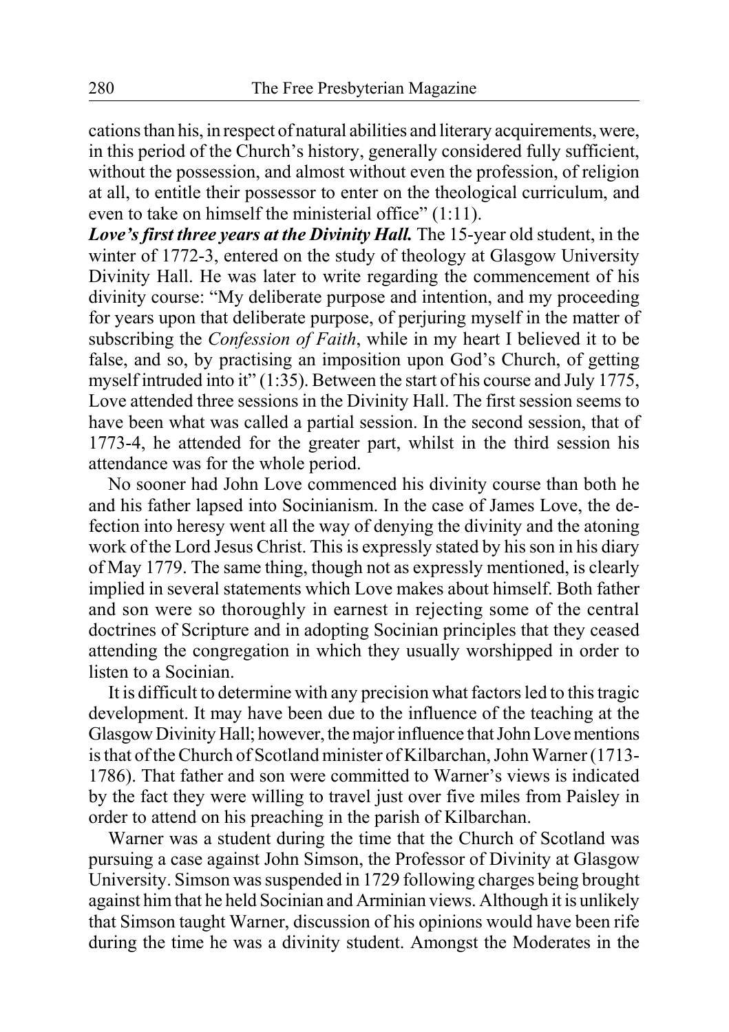cations than his, in respect of natural abilities and literary acquirements, were, in this period of the Church's history, generally considered fully sufficient, without the possession, and almost without even the profession, of religion at all, to entitle their possessor to enter on the theological curriculum, and even to take on himself the ministerial office" (1:11).

***Love's first three years at the Divinity Hall.*** The 15-year old student, in the winter of 1772-3, entered on the study of theology at Glasgow University Divinity Hall. He was later to write regarding the commencement of his divinity course: "My deliberate purpose and intention, and my proceeding for years upon that deliberate purpose, of perjuring myself in the matter of subscribing the *Confession of Faith*, while in my heart I believed it to be false, and so, by practising an imposition upon God's Church, of getting myself intruded into it" (1:35). Between the start of his course and July 1775, Love attended three sessions in the Divinity Hall. The first session seems to have been what was called a partial session. In the second session, that of 1773-4, he attended for the greater part, whilst in the third session his attendance was for the whole period.

No sooner had John Love commenced his divinity course than both he and his father lapsed into Socinianism. In the case of James Love, the defection into heresy went all the way of denying the divinity and the atoning work of the Lord Jesus Christ. This is expressly stated by his son in his diary of May 1779. The same thing, though not as expressly mentioned, is clearly implied in several statements which Love makes about himself. Both father and son were so thoroughly in earnest in rejecting some of the central doctrines of Scripture and in adopting Socinian principles that they ceased attending the congregation in which they usually worshipped in order to listen to a Socinian.

It is difficult to determine with any precision what factors led to this tragic development. It may have been due to the influence of the teaching at the Glasgow Divinity Hall; however, the major influence that John Love mentions is that of the Church of Scotland minister of Kilbarchan, John Warner (1713-1786). That father and son were committed to Warner's views is indicated by the fact they were willing to travel just over five miles from Paisley in order to attend on his preaching in the parish of Kilbarchan.

Warner was a student during the time that the Church of Scotland was pursuing a case against John Simson, the Professor of Divinity at Glasgow University. Simson was suspended in 1729 following charges being brought against him that he held Socinian and Arminian views. Although it is unlikely that Simson taught Warner, discussion of his opinions would have been rife during the time he was a divinity student. Amongst the Moderates in the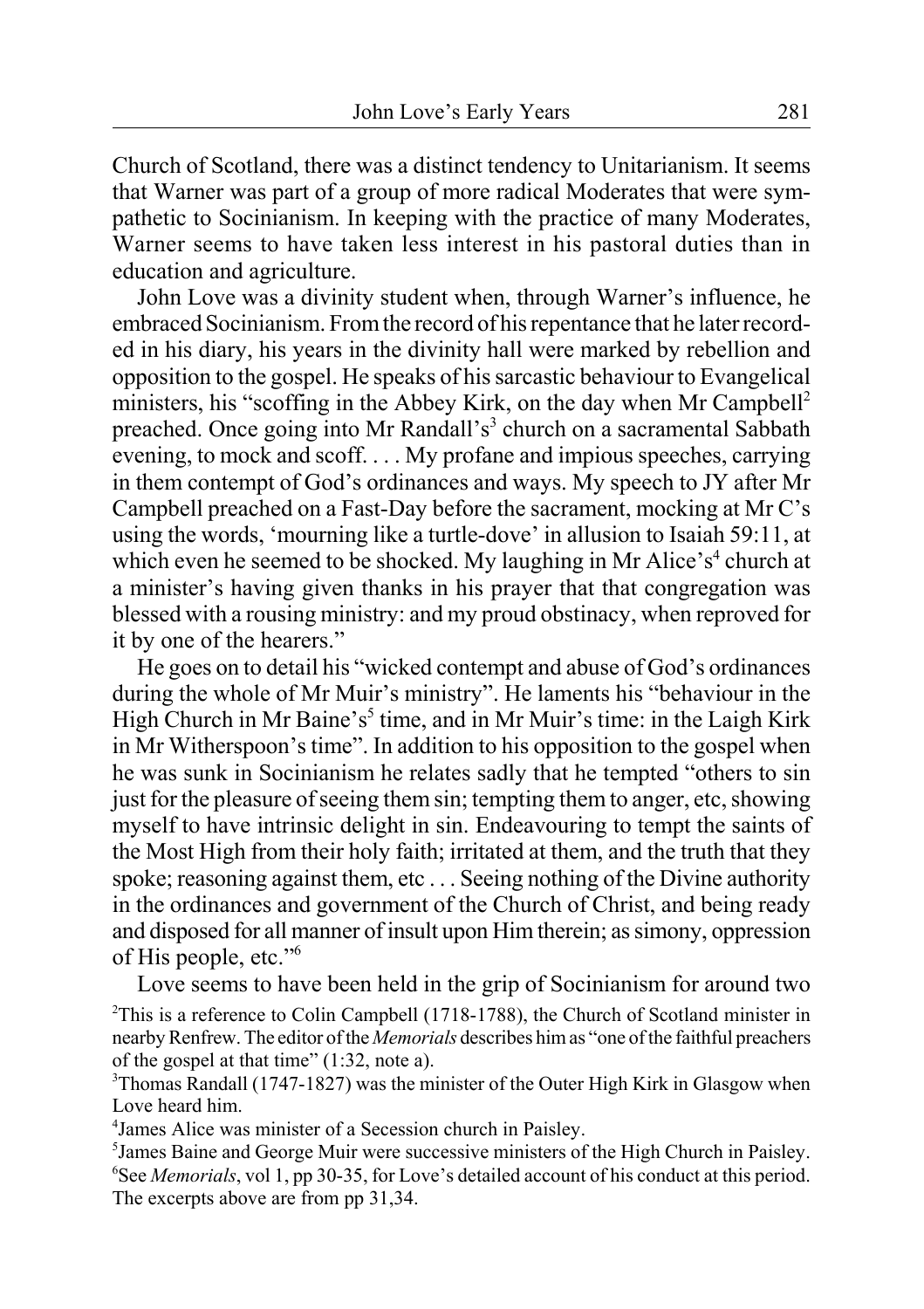Church of Scotland, there was a distinct tendency to Unitarianism. It seems that Warner was part of a group of more radical Moderates that were sympathetic to Socinianism. In keeping with the practice of many Moderates, Warner seems to have taken less interest in his pastoral duties than in education and agriculture.

John Love was a divinity student when, through Warner's influence, he embraced Socinianism. From the record of his repentance that he later recorded in his diary, his years in the divinity hall were marked by rebellion and opposition to the gospel. He speaks of his sarcastic behaviour to Evangelical ministers, his "scoffing in the Abbey Kirk, on the day when Mr Campbell[2] preached. Once going into Mr Randall's[3] church on a sacramental Sabbath evening, to mock and scoff. . . . My profane and impious speeches, carrying in them contempt of God's ordinances and ways. My speech to JY after Mr Campbell preached on a Fast-Day before the sacrament, mocking at Mr C's using the words, 'mourning like a turtle-dove' in allusion to Isaiah 59:11, at which even he seemed to be shocked. My laughing in Mr Alice's[4] church at a minister's having given thanks in his prayer that that congregation was blessed with a rousing ministry: and my proud obstinacy, when reproved for it by one of the hearers."

He goes on to detail his "wicked contempt and abuse of God's ordinances during the whole of Mr Muir's ministry". He laments his "behaviour in the High Church in Mr Baine's[5] time, and in Mr Muir's time: in the Laigh Kirk in Mr Witherspoon's time". In addition to his opposition to the gospel when he was sunk in Socinianism he relates sadly that he tempted "others to sin just for the pleasure of seeing them sin; tempting them to anger, etc, showing myself to have intrinsic delight in sin. Endeavouring to tempt the saints of the Most High from their holy faith; irritated at them, and the truth that they spoke; reasoning against them, etc . . . Seeing nothing of the Divine authority in the ordinances and government of the Church of Christ, and being ready and disposed for all manner of insult upon Him therein; as simony, oppression of His people, etc."[6]

Love seems to have been held in the grip of Socinianism for around two

[2]This is a reference to Colin Campbell (1718-1788), the Church of Scotland minister in nearby Renfrew. The editor of the *Memorials* describes him as "one of the faithful preachers of the gospel at that time" (1:32, note a).

[3]Thomas Randall (1747-1827) was the minister of the Outer High Kirk in Glasgow when Love heard him.

[4]James Alice was minister of a Secession church in Paisley.

[5]James Baine and George Muir were successive ministers of the High Church in Paisley.

[6]See *Memorials*, vol 1, pp 30-35, for Love's detailed account of his conduct at this period. The excerpts above are from pp 31,34.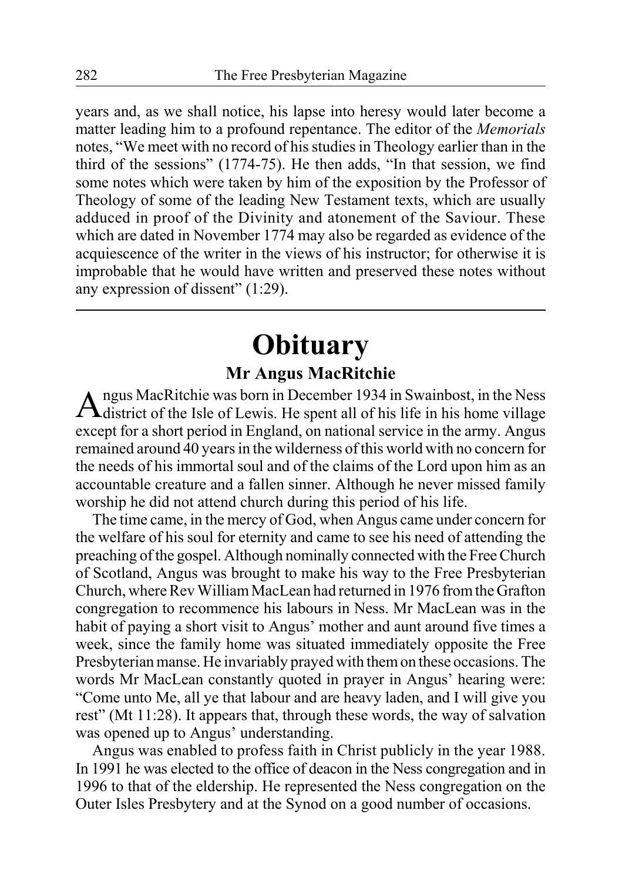years and, as we shall notice, his lapse into heresy would later become a matter leading him to a profound repentance. The editor of the *Memorials* notes, "We meet with no record of his studies in Theology earlier than in the third of the sessions" (1774-75). He then adds, "In that session, we find some notes which were taken by him of the exposition by the Professor of Theology of some of the leading New Testament texts, which are usually adduced in proof of the Divinity and atonement of the Saviour. These which are dated in November 1774 may also be regarded as evidence of the acquiescence of the writer in the views of his instructor; for otherwise it is improbable that he would have written and preserved these notes without any expression of dissent" (1:29).

---

# Obituary

## Mr Angus MacRitchie

Angus MacRitchie was born in December 1934 in Swainbost, in the Ness district of the Isle of Lewis. He spent all of his life in his home village except for a short period in England, on national service in the army. Angus remained around 40 years in the wilderness of this world with no concern for the needs of his immortal soul and of the claims of the Lord upon him as an accountable creature and a fallen sinner. Although he never missed family worship he did not attend church during this period of his life.

The time came, in the mercy of God, when Angus came under concern for the welfare of his soul for eternity and came to see his need of attending the preaching of the gospel. Although nominally connected with the Free Church of Scotland, Angus was brought to make his way to the Free Presbyterian Church, where Rev William MacLean had returned in 1976 from the Grafton congregation to recommence his labours in Ness. Mr MacLean was in the habit of paying a short visit to Angus' mother and aunt around five times a week, since the family home was situated immediately opposite the Free Presbyterian manse. He invariably prayed with them on these occasions. The words Mr MacLean constantly quoted in prayer in Angus' hearing were: "Come unto Me, all ye that labour and are heavy laden, and I will give you rest" (Mt 11:28). It appears that, through these words, the way of salvation was opened up to Angus' understanding.

Angus was enabled to profess faith in Christ publicly in the year 1988. In 1991 he was elected to the office of deacon in the Ness congregation and in 1996 to that of the eldership. He represented the Ness congregation on the Outer Isles Presbytery and at the Synod on a good number of occasions.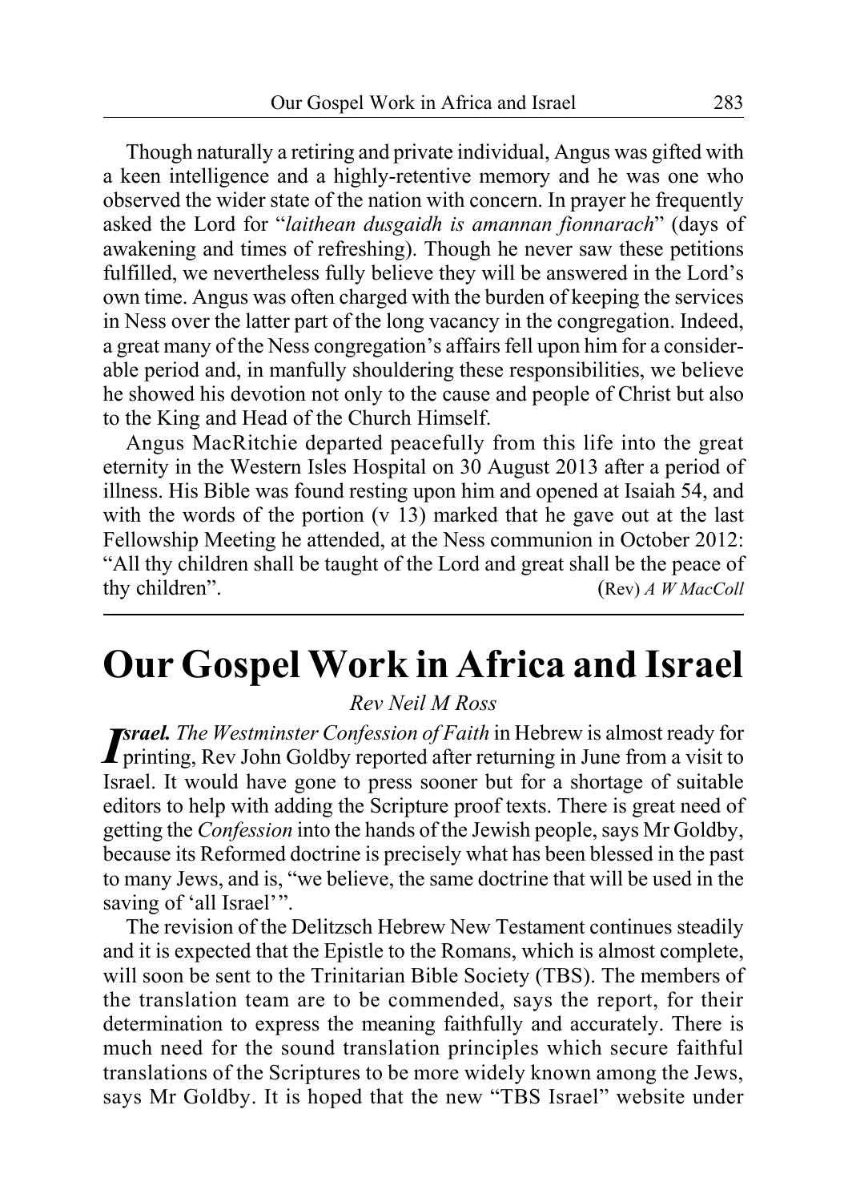Though naturally a retiring and private individual, Angus was gifted with a keen intelligence and a highly-retentive memory and he was one who observed the wider state of the nation with concern. In prayer he frequently asked the Lord for "*laithean dusgaidh is amannan fionnarach*" (days of awakening and times of refreshing). Though he never saw these petitions fulfilled, we nevertheless fully believe they will be answered in the Lord's own time. Angus was often charged with the burden of keeping the services in Ness over the latter part of the long vacancy in the congregation. Indeed, a great many of the Ness congregation's affairs fell upon him for a considerable period and, in manfully shouldering these responsibilities, we believe he showed his devotion not only to the cause and people of Christ but also to the King and Head of the Church Himself.

Angus MacRitchie departed peacefully from this life into the great eternity in the Western Isles Hospital on 30 August 2013 after a period of illness. His Bible was found resting upon him and opened at Isaiah 54, and with the words of the portion (v 13) marked that he gave out at the last Fellowship Meeting he attended, at the Ness communion in October 2012: "All thy children shall be taught of the Lord and great shall be the peace of thy children". (Rev) *A W MacColl*

# Our Gospel Work in Africa and Israel

*Rev Neil M Ross*

***Israel.*** *The Westminster Confession of Faith* in Hebrew is almost ready for printing, Rev John Goldby reported after returning in June from a visit to Israel. It would have gone to press sooner but for a shortage of suitable editors to help with adding the Scripture proof texts. There is great need of getting the *Confession* into the hands of the Jewish people, says Mr Goldby, because its Reformed doctrine is precisely what has been blessed in the past to many Jews, and is, "we believe, the same doctrine that will be used in the saving of 'all Israel'".

The revision of the Delitzsch Hebrew New Testament continues steadily and it is expected that the Epistle to the Romans, which is almost complete, will soon be sent to the Trinitarian Bible Society (TBS). The members of the translation team are to be commended, says the report, for their determination to express the meaning faithfully and accurately. There is much need for the sound translation principles which secure faithful translations of the Scriptures to be more widely known among the Jews, says Mr Goldby. It is hoped that the new "TBS Israel" website under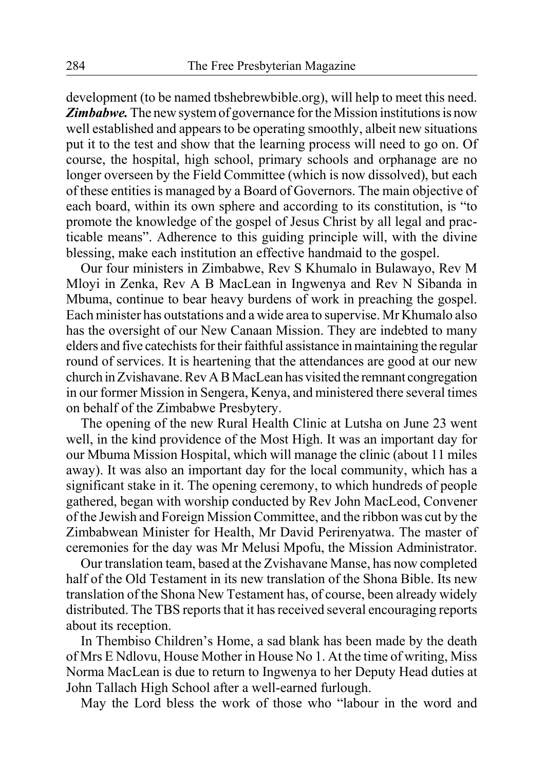development (to be named tbshebrewbible.org), will help to meet this need.

***Zimbabwe.*** The new system of governance for the Mission institutions is now well established and appears to be operating smoothly, albeit new situations put it to the test and show that the learning process will need to go on. Of course, the hospital, high school, primary schools and orphanage are no longer overseen by the Field Committee (which is now dissolved), but each of these entities is managed by a Board of Governors. The main objective of each board, within its own sphere and according to its constitution, is "to promote the knowledge of the gospel of Jesus Christ by all legal and practicable means". Adherence to this guiding principle will, with the divine blessing, make each institution an effective handmaid to the gospel.

Our four ministers in Zimbabwe, Rev S Khumalo in Bulawayo, Rev M Mloyi in Zenka, Rev A B MacLean in Ingwenya and Rev N Sibanda in Mbuma, continue to bear heavy burdens of work in preaching the gospel. Each minister has outstations and a wide area to supervise. Mr Khumalo also has the oversight of our New Canaan Mission. They are indebted to many elders and five catechists for their faithful assistance in maintaining the regular round of services. It is heartening that the attendances are good at our new church in Zvishavane. Rev A B MacLean has visited the remnant congregation in our former Mission in Sengera, Kenya, and ministered there several times on behalf of the Zimbabwe Presbytery.

The opening of the new Rural Health Clinic at Lutsha on June 23 went well, in the kind providence of the Most High. It was an important day for our Mbuma Mission Hospital, which will manage the clinic (about 11 miles away). It was also an important day for the local community, which has a significant stake in it. The opening ceremony, to which hundreds of people gathered, began with worship conducted by Rev John MacLeod, Convener of the Jewish and Foreign Mission Committee, and the ribbon was cut by the Zimbabwean Minister for Health, Mr David Perirenyatwa. The master of ceremonies for the day was Mr Melusi Mpofu, the Mission Administrator.

Our translation team, based at the Zvishavane Manse, has now completed half of the Old Testament in its new translation of the Shona Bible. Its new translation of the Shona New Testament has, of course, been already widely distributed. The TBS reports that it has received several encouraging reports about its reception.

In Thembiso Children's Home, a sad blank has been made by the death of Mrs E Ndlovu, House Mother in House No 1. At the time of writing, Miss Norma MacLean is due to return to Ingwenya to her Deputy Head duties at John Tallach High School after a well-earned furlough.

May the Lord bless the work of those who "labour in the word and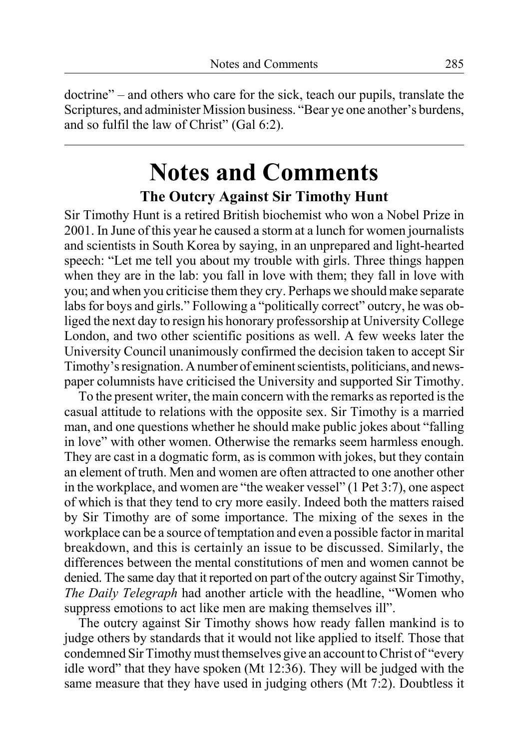doctrine" – and others who care for the sick, teach our pupils, translate the Scriptures, and administer Mission business. "Bear ye one another's burdens, and so fulfil the law of Christ" (Gal 6:2).

---

# Notes and Comments

## The Outcry Against Sir Timothy Hunt

Sir Timothy Hunt is a retired British biochemist who won a Nobel Prize in 2001. In June of this year he caused a storm at a lunch for women journalists and scientists in South Korea by saying, in an unprepared and light-hearted speech: "Let me tell you about my trouble with girls. Three things happen when they are in the lab: you fall in love with them; they fall in love with you; and when you criticise them they cry. Perhaps we should make separate labs for boys and girls." Following a "politically correct" outcry, he was obliged the next day to resign his honorary professorship at University College London, and two other scientific positions as well. A few weeks later the University Council unanimously confirmed the decision taken to accept Sir Timothy's resignation. A number of eminent scientists, politicians, and newspaper columnists have criticised the University and supported Sir Timothy.

To the present writer, the main concern with the remarks as reported is the casual attitude to relations with the opposite sex. Sir Timothy is a married man, and one questions whether he should make public jokes about "falling in love" with other women. Otherwise the remarks seem harmless enough. They are cast in a dogmatic form, as is common with jokes, but they contain an element of truth. Men and women are often attracted to one another other in the workplace, and women are "the weaker vessel" (1 Pet 3:7), one aspect of which is that they tend to cry more easily. Indeed both the matters raised by Sir Timothy are of some importance. The mixing of the sexes in the workplace can be a source of temptation and even a possible factor in marital breakdown, and this is certainly an issue to be discussed. Similarly, the differences between the mental constitutions of men and women cannot be denied. The same day that it reported on part of the outcry against Sir Timothy, *The Daily Telegraph* had another article with the headline, "Women who suppress emotions to act like men are making themselves ill".

The outcry against Sir Timothy shows how ready fallen mankind is to judge others by standards that it would not like applied to itself. Those that condemned Sir Timothy must themselves give an account to Christ of "every idle word" that they have spoken (Mt 12:36). They will be judged with the same measure that they have used in judging others (Mt 7:2). Doubtless it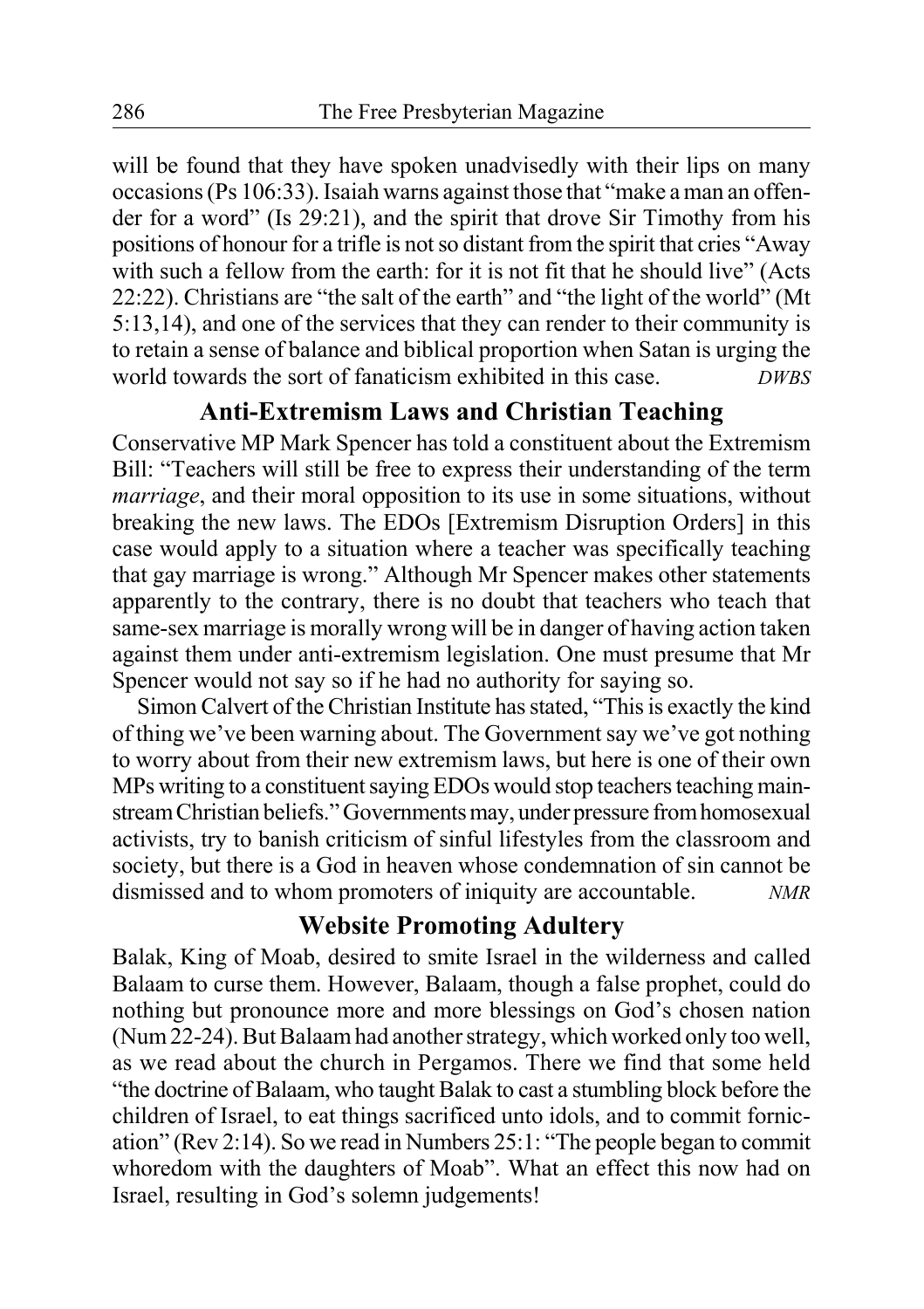will be found that they have spoken unadvisedly with their lips on many occasions (Ps 106:33). Isaiah warns against those that "make a man an offender for a word" (Is 29:21), and the spirit that drove Sir Timothy from his positions of honour for a trifle is not so distant from the spirit that cries "Away with such a fellow from the earth: for it is not fit that he should live" (Acts 22:22). Christians are "the salt of the earth" and "the light of the world" (Mt 5:13,14), and one of the services that they can render to their community is to retain a sense of balance and biblical proportion when Satan is urging the world towards the sort of fanaticism exhibited in this case. *DWBS*

## Anti-Extremism Laws and Christian Teaching

Conservative MP Mark Spencer has told a constituent about the Extremism Bill: "Teachers will still be free to express their understanding of the term *marriage*, and their moral opposition to its use in some situations, without breaking the new laws. The EDOs [Extremism Disruption Orders] in this case would apply to a situation where a teacher was specifically teaching that gay marriage is wrong." Although Mr Spencer makes other statements apparently to the contrary, there is no doubt that teachers who teach that same-sex marriage is morally wrong will be in danger of having action taken against them under anti-extremism legislation. One must presume that Mr Spencer would not say so if he had no authority for saying so.

Simon Calvert of the Christian Institute has stated, "This is exactly the kind of thing we've been warning about. The Government say we've got nothing to worry about from their new extremism laws, but here is one of their own MPs writing to a constituent saying EDOs would stop teachers teaching mainstream Christian beliefs." Governments may, under pressure from homosexual activists, try to banish criticism of sinful lifestyles from the classroom and society, but there is a God in heaven whose condemnation of sin cannot be dismissed and to whom promoters of iniquity are accountable. *NMR*

## Website Promoting Adultery

Balak, King of Moab, desired to smite Israel in the wilderness and called Balaam to curse them. However, Balaam, though a false prophet, could do nothing but pronounce more and more blessings on God's chosen nation (Num 22-24). But Balaam had another strategy, which worked only too well, as we read about the church in Pergamos. There we find that some held "the doctrine of Balaam, who taught Balak to cast a stumbling block before the children of Israel, to eat things sacrificed unto idols, and to commit fornication" (Rev 2:14). So we read in Numbers 25:1: "The people began to commit whoredom with the daughters of Moab". What an effect this now had on Israel, resulting in God's solemn judgements!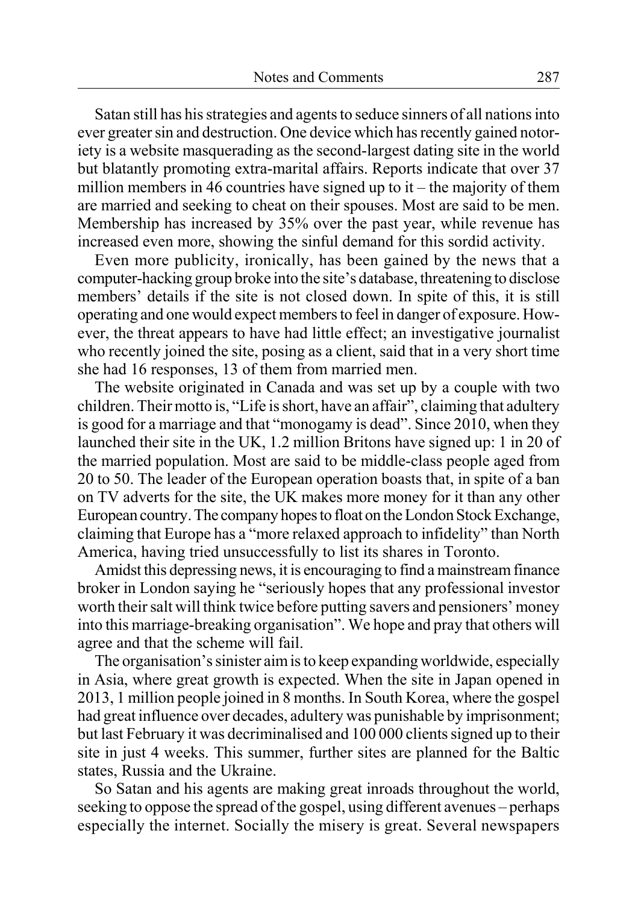Satan still has his strategies and agents to seduce sinners of all nations into ever greater sin and destruction. One device which has recently gained notoriety is a website masquerading as the second-largest dating site in the world but blatantly promoting extra-marital affairs. Reports indicate that over 37 million members in 46 countries have signed up to it – the majority of them are married and seeking to cheat on their spouses. Most are said to be men. Membership has increased by 35% over the past year, while revenue has increased even more, showing the sinful demand for this sordid activity.

Even more publicity, ironically, has been gained by the news that a computer-hacking group broke into the site's database, threatening to disclose members' details if the site is not closed down. In spite of this, it is still operating and one would expect members to feel in danger of exposure. However, the threat appears to have had little effect; an investigative journalist who recently joined the site, posing as a client, said that in a very short time she had 16 responses, 13 of them from married men.

The website originated in Canada and was set up by a couple with two children. Their motto is, "Life is short, have an affair", claiming that adultery is good for a marriage and that "monogamy is dead". Since 2010, when they launched their site in the UK, 1.2 million Britons have signed up: 1 in 20 of the married population. Most are said to be middle-class people aged from 20 to 50. The leader of the European operation boasts that, in spite of a ban on TV adverts for the site, the UK makes more money for it than any other European country. The company hopes to float on the London Stock Exchange, claiming that Europe has a "more relaxed approach to infidelity" than North America, having tried unsuccessfully to list its shares in Toronto.

Amidst this depressing news, it is encouraging to find a mainstream finance broker in London saying he "seriously hopes that any professional investor worth their salt will think twice before putting savers and pensioners' money into this marriage-breaking organisation". We hope and pray that others will agree and that the scheme will fail.

The organisation's sinister aim is to keep expanding worldwide, especially in Asia, where great growth is expected. When the site in Japan opened in 2013, 1 million people joined in 8 months. In South Korea, where the gospel had great influence over decades, adultery was punishable by imprisonment; but last February it was decriminalised and 100 000 clients signed up to their site in just 4 weeks. This summer, further sites are planned for the Baltic states, Russia and the Ukraine.

So Satan and his agents are making great inroads throughout the world, seeking to oppose the spread of the gospel, using different avenues – perhaps especially the internet. Socially the misery is great. Several newspapers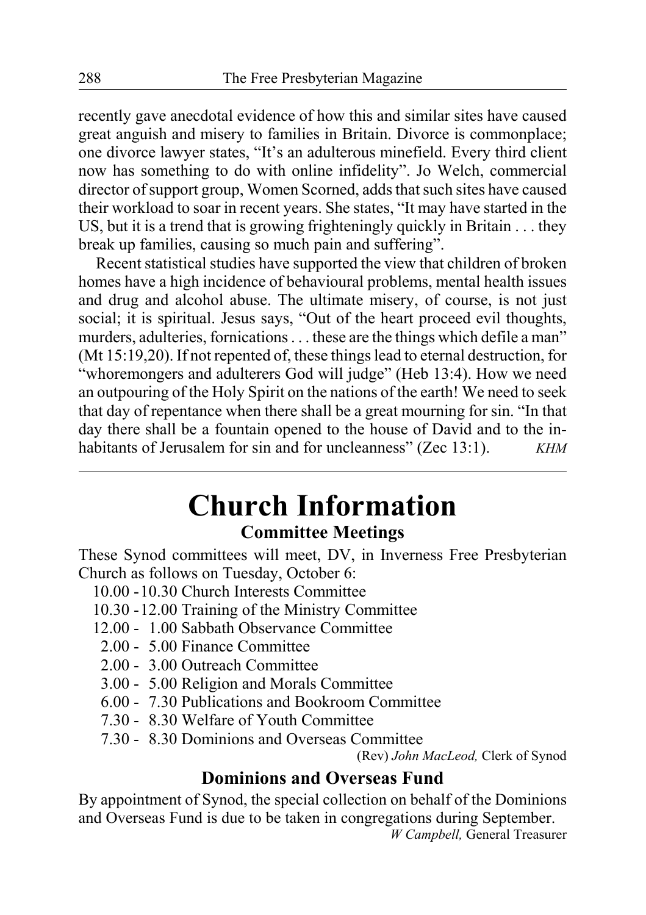recently gave anecdotal evidence of how this and similar sites have caused great anguish and misery to families in Britain. Divorce is commonplace; one divorce lawyer states, "It's an adulterous minefield. Every third client now has something to do with online infidelity". Jo Welch, commercial director of support group, Women Scorned, adds that such sites have caused their workload to soar in recent years. She states, "It may have started in the US, but it is a trend that is growing frighteningly quickly in Britain . . . they break up families, causing so much pain and suffering".

Recent statistical studies have supported the view that children of broken homes have a high incidence of behavioural problems, mental health issues and drug and alcohol abuse. The ultimate misery, of course, is not just social; it is spiritual. Jesus says, "Out of the heart proceed evil thoughts, murders, adulteries, fornications . . . these are the things which defile a man" (Mt 15:19,20). If not repented of, these things lead to eternal destruction, for "whoremongers and adulterers God will judge" (Heb 13:4). How we need an outpouring of the Holy Spirit on the nations of the earth! We need to seek that day of repentance when there shall be a great mourning for sin. "In that day there shall be a fountain opened to the house of David and to the inhabitants of Jerusalem for sin and for uncleanness" (Zec 13:1). *KHM*

# Church Information

## Committee Meetings

These Synod committees will meet, DV, in Inverness Free Presbyterian Church as follows on Tuesday, October 6:

10.00 - 10.30 Church Interests Committee
10.30 - 12.00 Training of the Ministry Committee
12.00 - 1.00 Sabbath Observance Committee
2.00 - 5.00 Finance Committee
2.00 - 3.00 Outreach Committee
3.00 - 5.00 Religion and Morals Committee
6.00 - 7.30 Publications and Bookroom Committee
7.30 - 8.30 Welfare of Youth Committee
7.30 - 8.30 Dominions and Overseas Committee

(Rev) *John MacLeod,* Clerk of Synod

## Dominions and Overseas Fund

By appointment of Synod, the special collection on behalf of the Dominions and Overseas Fund is due to be taken in congregations during September.

*W Campbell,* General Treasurer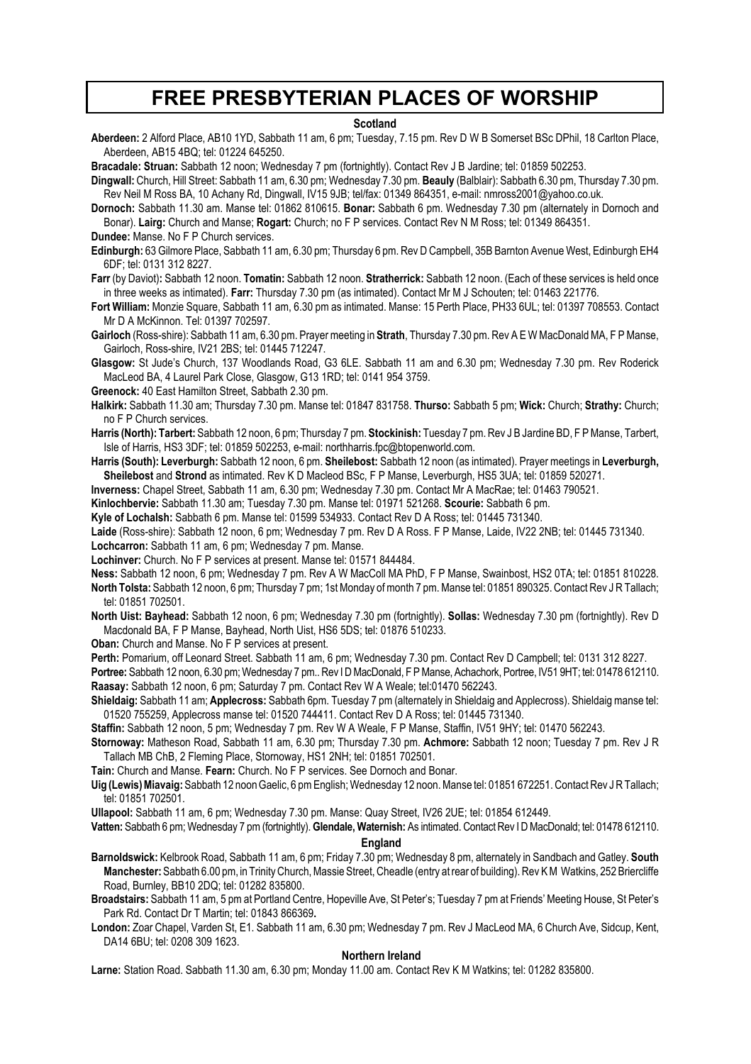# FREE PRESBYTERIAN PLACES OF WORSHIP

### Scotland

**Aberdeen:** 2 Alford Place, AB10 1YD, Sabbath 11 am, 6 pm; Tuesday, 7.15 pm. Rev D W B Somerset BSc DPhil, 18 Carlton Place, Aberdeen, AB15 4BQ; tel: 01224 645250.

**Bracadale: Struan:** Sabbath 12 noon; Wednesday 7 pm (fortnightly). Contact Rev J B Jardine; tel: 01859 502253.

**Dingwall:** Church, Hill Street: Sabbath 11 am, 6.30 pm; Wednesday 7.30 pm. **Beauly** (Balblair): Sabbath 6.30 pm, Thursday 7.30 pm. Rev Neil M Ross BA, 10 Achany Rd, Dingwall, IV15 9JB; tel/fax: 01349 864351, e-mail: nmross2001@yahoo.co.uk.

**Dornoch:** Sabbath 11.30 am. Manse tel: 01862 810615. **Bonar:** Sabbath 6 pm. Wednesday 7.30 pm (alternately in Dornoch and Bonar). **Lairg:** Church and Manse; **Rogart:** Church; no F P services. Contact Rev N M Ross; tel: 01349 864351.

**Dundee:** Manse. No F P Church services.

**Edinburgh:** 63 Gilmore Place, Sabbath 11 am, 6.30 pm; Thursday 6 pm. Rev D Campbell, 35B Barnton Avenue West, Edinburgh EH4 6DF; tel: 0131 312 8227.

**Farr** (by Daviot)**:** Sabbath 12 noon. **Tomatin:** Sabbath 12 noon. **Stratherrick:** Sabbath 12 noon. (Each of these services is held once in three weeks as intimated). **Farr:** Thursday 7.30 pm (as intimated). Contact Mr M J Schouten; tel: 01463 221776.

**Fort William:** Monzie Square, Sabbath 11 am, 6.30 pm as intimated. Manse: 15 Perth Place, PH33 6UL; tel: 01397 708553. Contact Mr D A McKinnon. Tel: 01397 702597.

**Gairloch** (Ross-shire): Sabbath 11 am, 6.30 pm. Prayer meeting in **Strath**, Thursday 7.30 pm. Rev A E W MacDonald MA, F P Manse, Gairloch, Ross-shire, IV21 2BS; tel: 01445 712247.

**Glasgow:** St Jude's Church, 137 Woodlands Road, G3 6LE. Sabbath 11 am and 6.30 pm; Wednesday 7.30 pm. Rev Roderick MacLeod BA, 4 Laurel Park Close, Glasgow, G13 1RD; tel: 0141 954 3759.

**Greenock:** 40 East Hamilton Street, Sabbath 2.30 pm.

**Halkirk:** Sabbath 11.30 am; Thursday 7.30 pm. Manse tel: 01847 831758. **Thurso:** Sabbath 5 pm; **Wick:** Church; **Strathy:** Church; no F P Church services.

**Harris (North): Tarbert:** Sabbath 12 noon, 6 pm; Thursday 7 pm. **Stockinish:** Tuesday 7 pm. Rev J B Jardine BD, F P Manse, Tarbert, Isle of Harris, HS3 3DF; tel: 01859 502253, e-mail: northharris.fpc@btopenworld.com.

**Harris (South): Leverburgh:** Sabbath 12 noon, 6 pm. **Sheilebost:** Sabbath 12 noon (as intimated). Prayer meetings in **Leverburgh, Sheilebost** and **Strond** as intimated. Rev K D Macleod BSc, F P Manse, Leverburgh, HS5 3UA; tel: 01859 520271.

**Inverness:** Chapel Street, Sabbath 11 am, 6.30 pm; Wednesday 7.30 pm. Contact Mr A MacRae; tel: 01463 790521.

**Kinlochbervie:** Sabbath 11.30 am; Tuesday 7.30 pm. Manse tel: 01971 521268. **Scourie:** Sabbath 6 pm.

**Kyle of Lochalsh:** Sabbath 6 pm. Manse tel: 01599 534933. Contact Rev D A Ross; tel: 01445 731340.

**Laide** (Ross-shire): Sabbath 12 noon, 6 pm; Wednesday 7 pm. Rev D A Ross. F P Manse, Laide, IV22 2NB; tel: 01445 731340.

**Lochcarron:** Sabbath 11 am, 6 pm; Wednesday 7 pm. Manse.

**Lochinver:** Church. No F P services at present. Manse tel: 01571 844484.

**Ness:** Sabbath 12 noon, 6 pm; Wednesday 7 pm. Rev A W MacColl MA PhD, F P Manse, Swainbost, HS2 0TA; tel: 01851 810228.

**North Tolsta:** Sabbath 12 noon, 6 pm; Thursday 7 pm; 1st Monday of month 7 pm. Manse tel: 01851 890325. Contact Rev J R Tallach; tel: 01851 702501.

**North Uist: Bayhead:** Sabbath 12 noon, 6 pm; Wednesday 7.30 pm (fortnightly). **Sollas:** Wednesday 7.30 pm (fortnightly). Rev D Macdonald BA, F P Manse, Bayhead, North Uist, HS6 5DS; tel: 01876 510233.

**Oban:** Church and Manse. No F P services at present.

**Perth:** Pomarium, off Leonard Street. Sabbath 11 am, 6 pm; Wednesday 7.30 pm. Contact Rev D Campbell; tel: 0131 312 8227.

**Portree:** Sabbath 12 noon, 6.30 pm; Wednesday 7 pm.. Rev I D MacDonald, F P Manse, Achachork, Portree, IV51 9HT; tel: 01478 612110.

**Raasay:** Sabbath 12 noon, 6 pm; Saturday 7 pm. Contact Rev W A Weale; tel:01470 562243.

**Shieldaig:** Sabbath 11 am; **Applecross:** Sabbath 6pm. Tuesday 7 pm (alternately in Shieldaig and Applecross). Shieldaig manse tel: 01520 755259, Applecross manse tel: 01520 744411. Contact Rev D A Ross; tel: 01445 731340.

**Staffin:** Sabbath 12 noon, 5 pm; Wednesday 7 pm. Rev W A Weale, F P Manse, Staffin, IV51 9HY; tel: 01470 562243.

**Stornoway:** Matheson Road, Sabbath 11 am, 6.30 pm; Thursday 7.30 pm. **Achmore:** Sabbath 12 noon; Tuesday 7 pm. Rev J R Tallach MB ChB, 2 Fleming Place, Stornoway, HS1 2NH; tel: 01851 702501.

**Tain:** Church and Manse. **Fearn:** Church. No F P services. See Dornoch and Bonar.

**Uig (Lewis) Miavaig:** Sabbath 12 noon Gaelic, 6 pm English; Wednesday 12 noon. Manse tel: 01851 672251. Contact Rev J R Tallach; tel: 01851 702501.

**Ullapool:** Sabbath 11 am, 6 pm; Wednesday 7.30 pm. Manse: Quay Street, IV26 2UE; tel: 01854 612449.

**Vatten:** Sabbath 6 pm; Wednesday 7 pm (fortnightly). **Glendale, Waternish:** As intimated. Contact Rev I D MacDonald; tel: 01478 612110.

### England

**Barnoldswick:** Kelbrook Road, Sabbath 11 am, 6 pm; Friday 7.30 pm; Wednesday 8 pm, alternately in Sandbach and Gatley. **South Manchester:** Sabbath 6.00 pm, in Trinity Church, Massie Street, Cheadle (entry at rear of building). Rev K M Watkins, 252 Briercliffe Road, Burnley, BB10 2DQ; tel: 01282 835800.

**Broadstairs:** Sabbath 11 am, 5 pm at Portland Centre, Hopeville Ave, St Peter's; Tuesday 7 pm at Friends' Meeting House, St Peter's Park Rd. Contact Dr T Martin; tel: 01843 866369**.**

**London:** Zoar Chapel, Varden St, E1. Sabbath 11 am, 6.30 pm; Wednesday 7 pm. Rev J MacLeod MA, 6 Church Ave, Sidcup, Kent, DA14 6BU; tel: 0208 309 1623.

### Northern Ireland

**Larne:** Station Road. Sabbath 11.30 am, 6.30 pm; Monday 11.00 am. Contact Rev K M Watkins; tel: 01282 835800.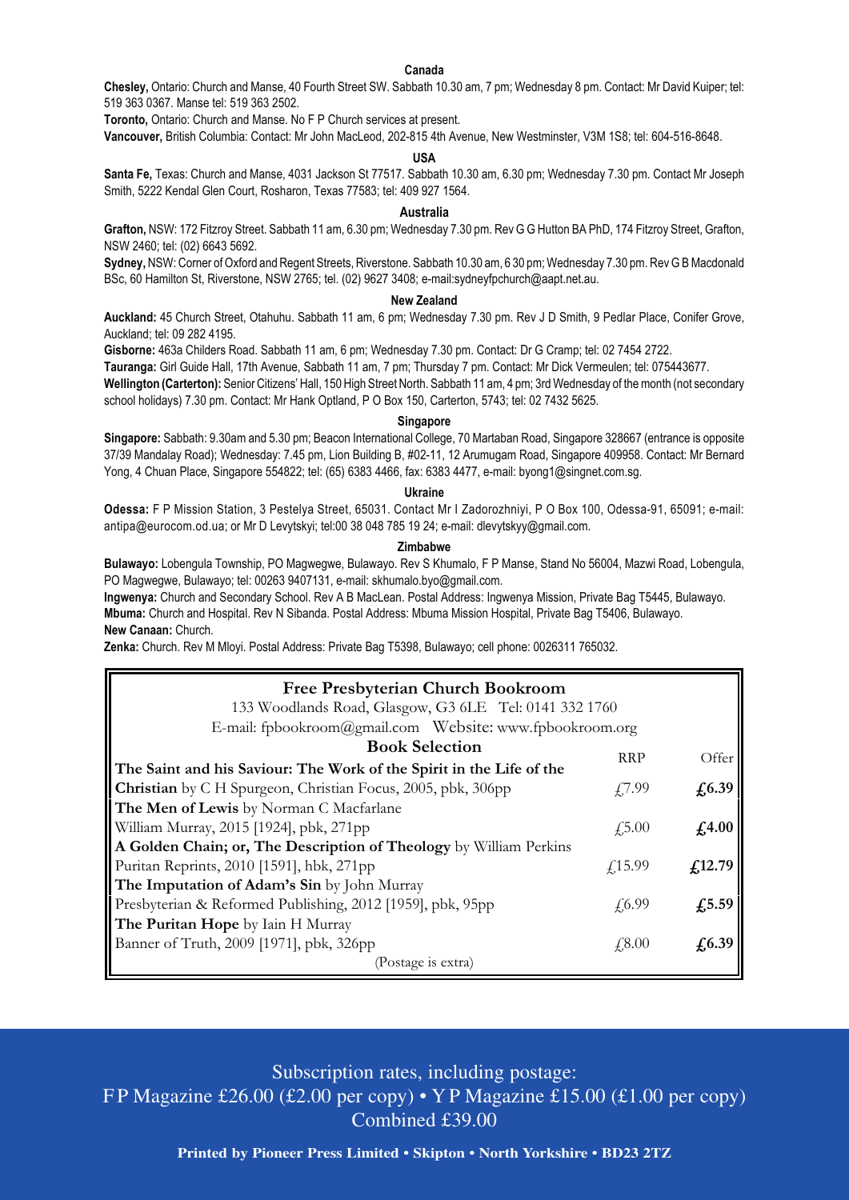### Canada

**Chesley,** Ontario: Church and Manse, 40 Fourth Street SW. Sabbath 10.30 am, 7 pm; Wednesday 8 pm. Contact: Mr David Kuiper; tel: 519 363 0367. Manse tel: 519 363 2502.

**Toronto,** Ontario: Church and Manse. No F P Church services at present.

**Vancouver,** British Columbia: Contact: Mr John MacLeod, 202-815 4th Avenue, New Westminster, V3M 1S8; tel: 604-516-8648.

### USA

**Santa Fe,** Texas: Church and Manse, 4031 Jackson St 77517. Sabbath 10.30 am, 6.30 pm; Wednesday 7.30 pm. Contact Mr Joseph Smith, 5222 Kendal Glen Court, Rosharon, Texas 77583; tel: 409 927 1564.

### Australia

**Grafton,** NSW: 172 Fitzroy Street. Sabbath 11 am, 6.30 pm; Wednesday 7.30 pm. Rev G G Hutton BA PhD, 174 Fitzroy Street, Grafton, NSW 2460; tel: (02) 6643 5692.

**Sydney,** NSW: Corner of Oxford and Regent Streets, Riverstone. Sabbath 10.30 am, 6 30 pm; Wednesday 7.30 pm. Rev G B Macdonald BSc, 60 Hamilton St, Riverstone, NSW 2765; tel. (02) 9627 3408; e-mail:sydneyfpchurch@aapt.net.au.

### New Zealand

**Auckland:** 45 Church Street, Otahuhu. Sabbath 11 am, 6 pm; Wednesday 7.30 pm. Rev J D Smith, 9 Pedlar Place, Conifer Grove, Auckland; tel: 09 282 4195.

**Gisborne:** 463a Childers Road. Sabbath 11 am, 6 pm; Wednesday 7.30 pm. Contact: Dr G Cramp; tel: 02 7454 2722.

**Tauranga:** Girl Guide Hall, 17th Avenue, Sabbath 11 am, 7 pm; Thursday 7 pm. Contact: Mr Dick Vermeulen; tel: 075443677.

**Wellington (Carterton):** Senior Citizens' Hall, 150 High Street North. Sabbath 11 am, 4 pm; 3rd Wednesday of the month (not secondary school holidays) 7.30 pm. Contact: Mr Hank Optland, P O Box 150, Carterton, 5743; tel: 02 7432 5625.

### Singapore

**Singapore:** Sabbath: 9.30am and 5.30 pm; Beacon International College, 70 Martaban Road, Singapore 328667 (entrance is opposite 37/39 Mandalay Road); Wednesday: 7.45 pm, Lion Building B, #02-11, 12 Arumugam Road, Singapore 409958. Contact: Mr Bernard Yong, 4 Chuan Place, Singapore 554822; tel: (65) 6383 4466, fax: 6383 4477, e-mail: byong1@singnet.com.sg.

### Ukraine

**Odessa:** F P Mission Station, 3 Pestelya Street, 65031. Contact Mr I Zadorozhniyi, P O Box 100, Odessa-91, 65091; e-mail: antipa@eurocom.od.ua; or Mr D Levytskyi; tel:00 38 048 785 19 24; e-mail: dlevytskyy@gmail.com.

### Zimbabwe

**Bulawayo:** Lobengula Township, PO Magwegwe, Bulawayo. Rev S Khumalo, F P Manse, Stand No 56004, Mazwi Road, Lobengula, PO Magwegwe, Bulawayo; tel: 00263 9407131, e-mail: skhumalo.byo@gmail.com.

**Ingwenya:** Church and Secondary School. Rev A B MacLean. Postal Address: Ingwenya Mission, Private Bag T5445, Bulawayo.

**Mbuma:** Church and Hospital. Rev N Sibanda. Postal Address: Mbuma Mission Hospital, Private Bag T5406, Bulawayo.

**New Canaan:** Church.

**Zenka:** Church. Rev M Mloyi. Postal Address: Private Bag T5398, Bulawayo; cell phone: 0026311 765032.

## Free Presbyterian Church Bookroom

133 Woodlands Road, Glasgow, G3 6LE Tel: 0141 332 1760

E-mail: fpbookroom@gmail.com Website: www.fpbookroom.org

### Book Selection

| | RRP | Offer |
|---|---|---|
| **The Saint and his Saviour: The Work of the Spirit in the Life of the Christian** by C H Spurgeon, Christian Focus, 2005, pbk, 306pp | £7.99 | **£6.39** |
| **The Men of Lewis** by Norman C Macfarlane<br>William Murray, 2015 [1924], pbk, 271pp | £5.00 | **£4.00** |
| **A Golden Chain; or, The Description of Theology** by William Perkins<br>Puritan Reprints, 2010 [1591], hbk, 271pp | £15.99 | **£12.79** |
| **The Imputation of Adam's Sin** by John Murray<br>Presbyterian & Reformed Publishing, 2012 [1959], pbk, 95pp | £6.99 | **£5.59** |
| **The Puritan Hope** by Iain H Murray<br>Banner of Truth, 2009 [1971], pbk, 326pp | £8.00 | **£6.39** |

(Postage is extra)

Subscription rates, including postage:
F P Magazine £26.00 (£2.00 per copy) • Y P Magazine £15.00 (£1.00 per copy)
Combined £39.00

**Printed by Pioneer Press Limited • Skipton • North Yorkshire • BD23 2TZ**